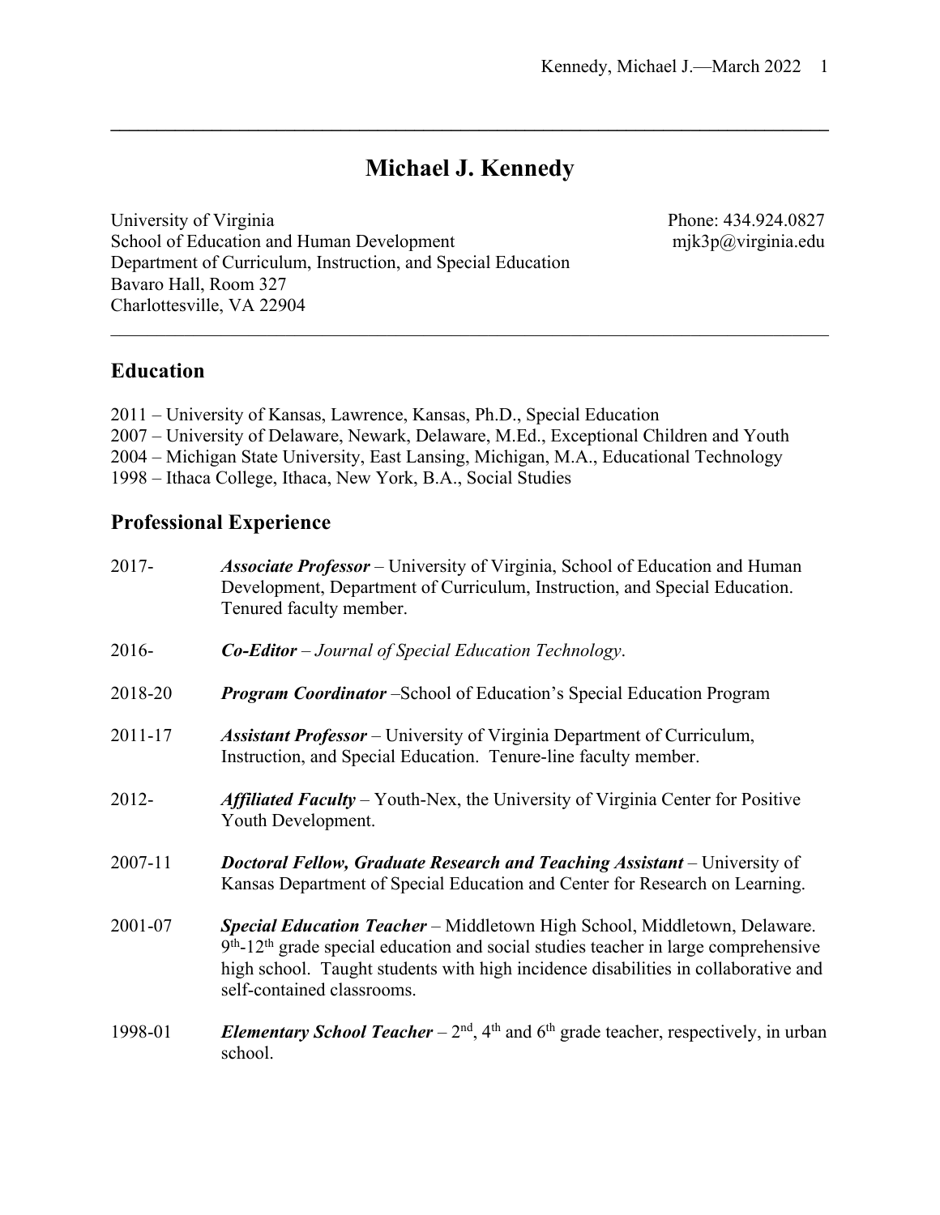# Michael J. Kennedy

University of Virginia
School of Education and Human Development
Department of Curriculum, Instruction, and Special Education
Bavaro Hall, Room 327
Charlottesville, VA 22904

Phone: 434.924.0827
mjk3p@virginia.edu

## Education

2011 – University of Kansas, Lawrence, Kansas, Ph.D., Special Education
2007 – University of Delaware, Newark, Delaware, M.Ed., Exceptional Children and Youth
2004 – Michigan State University, East Lansing, Michigan, M.A., Educational Technology
1998 – Ithaca College, Ithaca, New York, B.A., Social Studies

## Professional Experience

2017- ***Associate Professor*** – University of Virginia, School of Education and Human Development, Department of Curriculum, Instruction, and Special Education. Tenured faculty member.

2016- ***Co-Editor*** – *Journal of Special Education Technology*.

2018-20 ***Program Coordinator*** –School of Education's Special Education Program

2011-17 ***Assistant Professor*** – University of Virginia Department of Curriculum, Instruction, and Special Education. Tenure-line faculty member.

2012- ***Affiliated Faculty*** – Youth-Nex, the University of Virginia Center for Positive Youth Development.

2007-11 ***Doctoral Fellow, Graduate Research and Teaching Assistant*** – University of Kansas Department of Special Education and Center for Research on Learning.

2001-07 ***Special Education Teacher*** – Middletown High School, Middletown, Delaware. 9th-12th grade special education and social studies teacher in large comprehensive high school. Taught students with high incidence disabilities in collaborative and self-contained classrooms.

1998-01 ***Elementary School Teacher*** – 2nd, 4th and 6th grade teacher, respectively, in urban school.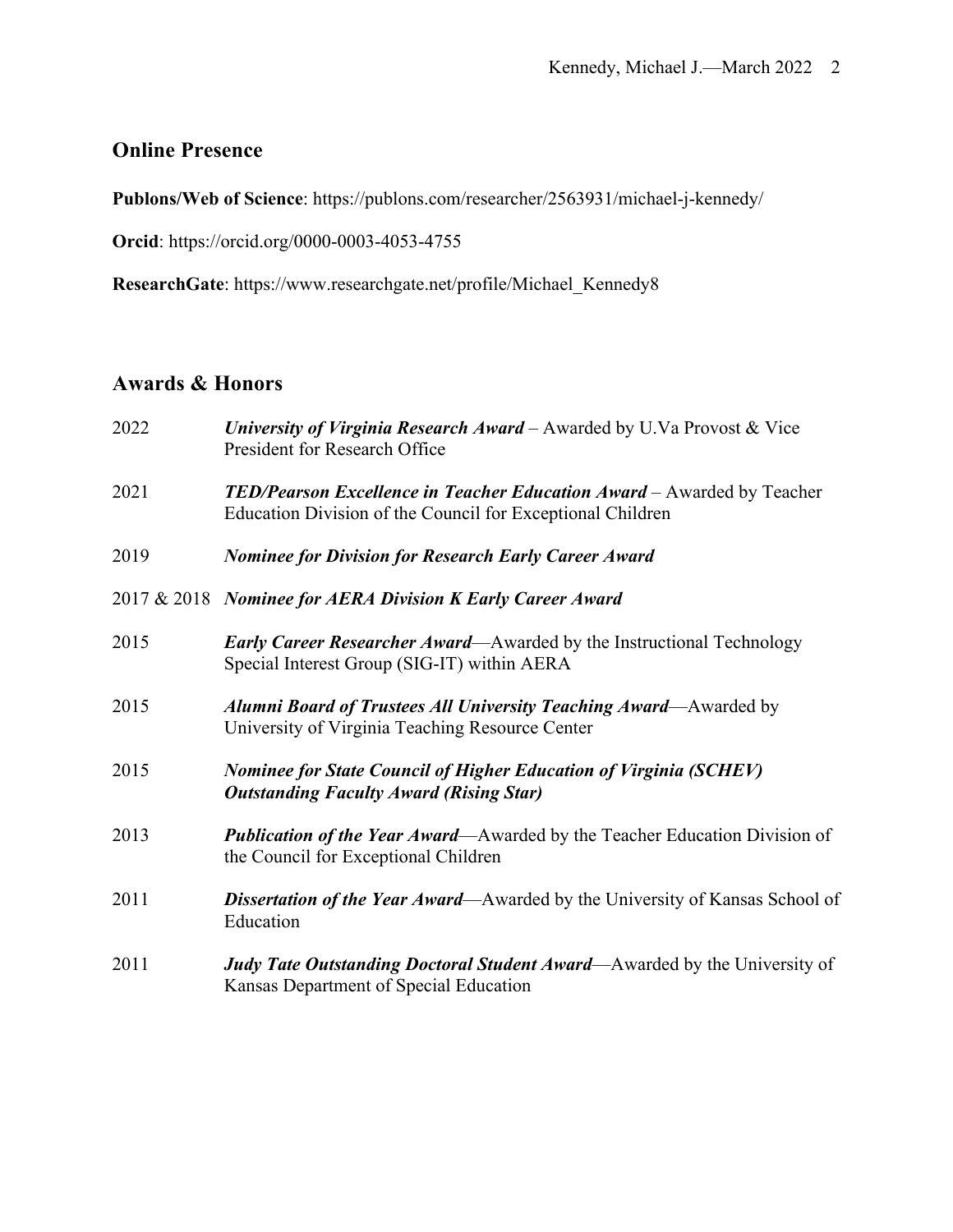## Online Presence

**Publons/Web of Science**: https://publons.com/researcher/2563931/michael-j-kennedy/

**Orcid**: https://orcid.org/0000-0003-4053-4755

**ResearchGate**: https://www.researchgate.net/profile/Michael_Kennedy8

## Awards & Honors

2022 ***University of Virginia Research Award*** – Awarded by U.Va Provost & Vice President for Research Office

2021 ***TED/Pearson Excellence in Teacher Education Award*** – Awarded by Teacher Education Division of the Council for Exceptional Children

2019 ***Nominee for Division for Research Early Career Award***

2017 & 2018 ***Nominee for AERA Division K Early Career Award***

2015 ***Early Career Researcher Award***—Awarded by the Instructional Technology Special Interest Group (SIG-IT) within AERA

2015 ***Alumni Board of Trustees All University Teaching Award***—Awarded by University of Virginia Teaching Resource Center

2015 ***Nominee for State Council of Higher Education of Virginia (SCHEV) Outstanding Faculty Award (Rising Star)***

2013 ***Publication of the Year Award***—Awarded by the Teacher Education Division of the Council for Exceptional Children

2011 ***Dissertation of the Year Award***—Awarded by the University of Kansas School of Education

2011 ***Judy Tate Outstanding Doctoral Student Award***—Awarded by the University of Kansas Department of Special Education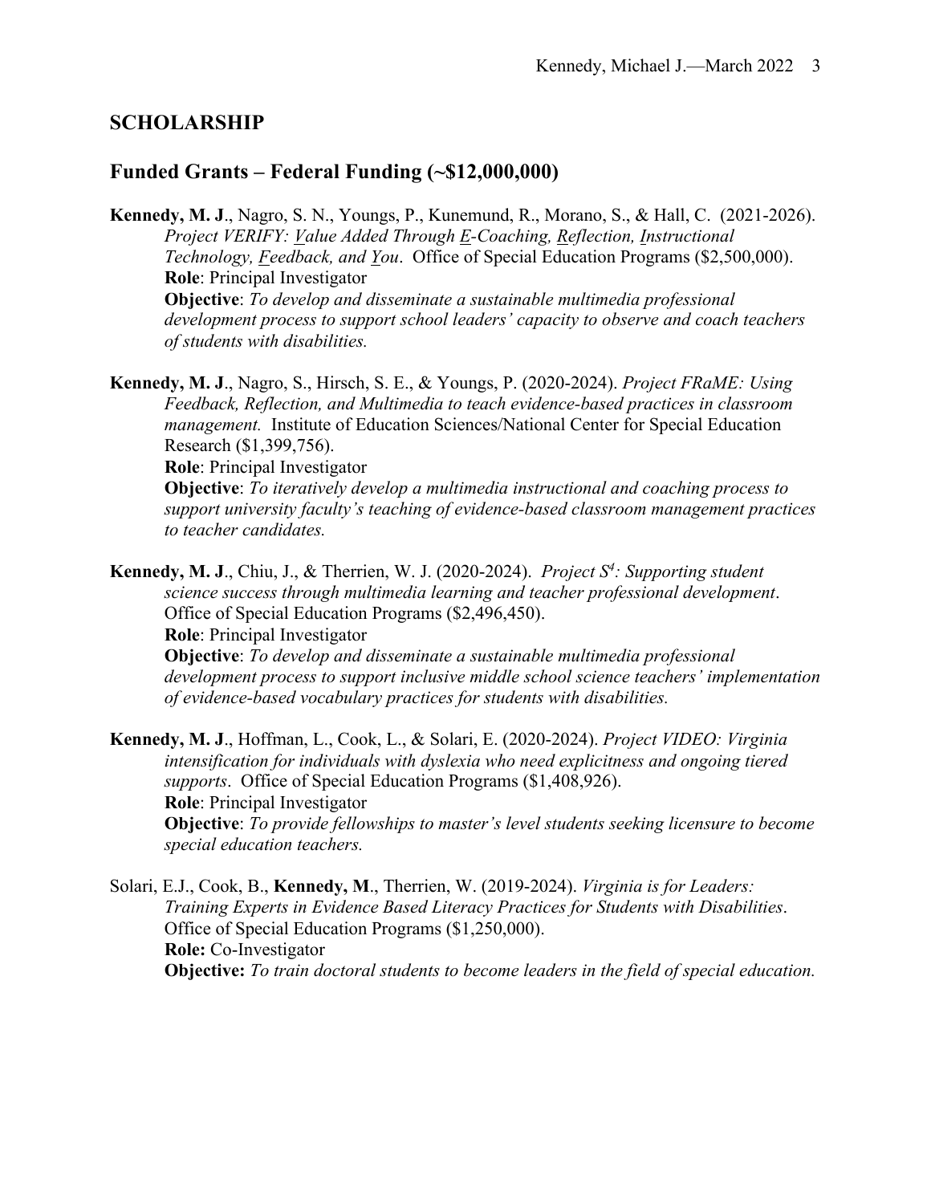## SCHOLARSHIP

## Funded Grants – Federal Funding (~$12,000,000)

**Kennedy, M. J**., Nagro, S. N., Youngs, P., Kunemund, R., Morano, S., & Hall, C. (2021-2026). *Project VERIFY: Value Added Through E-Coaching, Reflection, Instructional Technology, Feedback, and You*. Office of Special Education Programs ($2,500,000).
**Role**: Principal Investigator
**Objective**: *To develop and disseminate a sustainable multimedia professional development process to support school leaders' capacity to observe and coach teachers of students with disabilities.*

**Kennedy, M. J**., Nagro, S., Hirsch, S. E., & Youngs, P. (2020-2024). *Project FRaME: Using Feedback, Reflection, and Multimedia to teach evidence-based practices in classroom management.* Institute of Education Sciences/National Center for Special Education Research ($1,399,756).
**Role**: Principal Investigator
**Objective**: *To iteratively develop a multimedia instructional and coaching process to support university faculty's teaching of evidence-based classroom management practices to teacher candidates.*

**Kennedy, M. J**., Chiu, J., & Therrien, W. J. (2020-2024). *Project $S^4$: Supporting student science success through multimedia learning and teacher professional development*. Office of Special Education Programs ($2,496,450).
**Role**: Principal Investigator
**Objective**: *To develop and disseminate a sustainable multimedia professional development process to support inclusive middle school science teachers' implementation of evidence-based vocabulary practices for students with disabilities.*

**Kennedy, M. J**., Hoffman, L., Cook, L., & Solari, E. (2020-2024). *Project VIDEO: Virginia intensification for individuals with dyslexia who need explicitness and ongoing tiered supports*. Office of Special Education Programs ($1,408,926).
**Role**: Principal Investigator
**Objective**: *To provide fellowships to master's level students seeking licensure to become special education teachers.*

Solari, E.J., Cook, B., **Kennedy, M**., Therrien, W. (2019-2024). *Virginia is for Leaders: Training Experts in Evidence Based Literacy Practices for Students with Disabilities*. Office of Special Education Programs ($1,250,000).
**Role:** Co-Investigator
**Objective:** *To train doctoral students to become leaders in the field of special education.*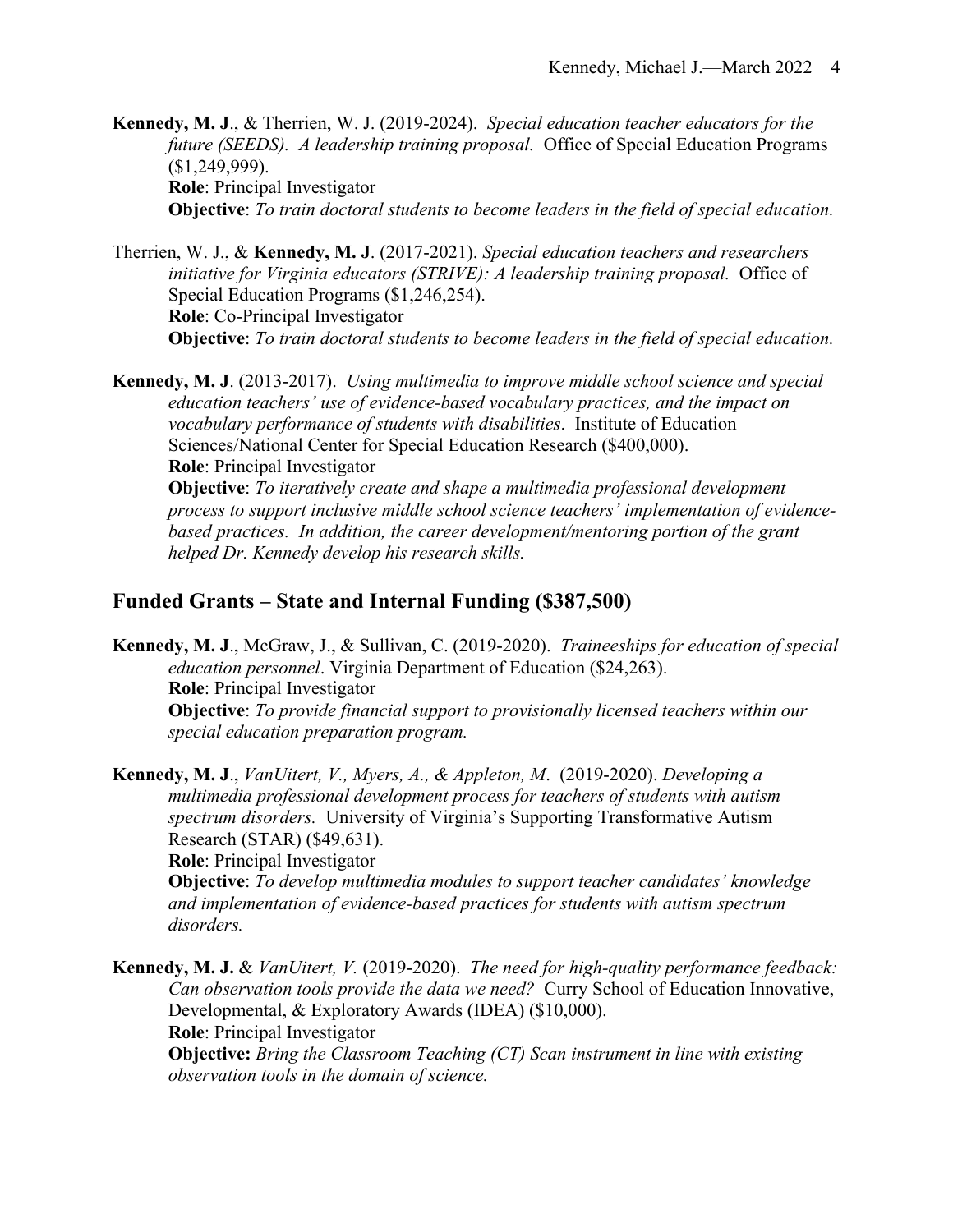**Kennedy, M. J**., & Therrien, W. J. (2019-2024). *Special education teacher educators for the future (SEEDS). A leadership training proposal.* Office of Special Education Programs ($1,249,999).
**Role**: Principal Investigator
**Objective**: *To train doctoral students to become leaders in the field of special education.*

Therrien, W. J., & **Kennedy, M. J**. (2017-2021). *Special education teachers and researchers initiative for Virginia educators (STRIVE): A leadership training proposal.* Office of Special Education Programs ($1,246,254).
**Role**: Co-Principal Investigator
**Objective**: *To train doctoral students to become leaders in the field of special education.*

**Kennedy, M. J**. (2013-2017). *Using multimedia to improve middle school science and special education teachers' use of evidence-based vocabulary practices, and the impact on vocabulary performance of students with disabilities*. Institute of Education Sciences/National Center for Special Education Research ($400,000).
**Role**: Principal Investigator
**Objective**: *To iteratively create and shape a multimedia professional development process to support inclusive middle school science teachers' implementation of evidence-based practices. In addition, the career development/mentoring portion of the grant helped Dr. Kennedy develop his research skills.*

## Funded Grants – State and Internal Funding ($387,500)

**Kennedy, M. J**., McGraw, J., & Sullivan, C. (2019-2020). *Traineeships for education of special education personnel*. Virginia Department of Education ($24,263).
**Role**: Principal Investigator
**Objective**: *To provide financial support to provisionally licensed teachers within our special education preparation program.*

**Kennedy, M. J**., *VanUitert, V., Myers, A., & Appleton, M*. (2019-2020). *Developing a multimedia professional development process for teachers of students with autism spectrum disorders.* University of Virginia's Supporting Transformative Autism Research (STAR) ($49,631).
**Role**: Principal Investigator
**Objective**: *To develop multimedia modules to support teacher candidates' knowledge and implementation of evidence-based practices for students with autism spectrum disorders.*

**Kennedy, M. J.** & *VanUitert, V.* (2019-2020). *The need for high-quality performance feedback: Can observation tools provide the data we need?* Curry School of Education Innovative, Developmental, & Exploratory Awards (IDEA) ($10,000).
**Role**: Principal Investigator
**Objective:** *Bring the Classroom Teaching (CT) Scan instrument in line with existing observation tools in the domain of science.*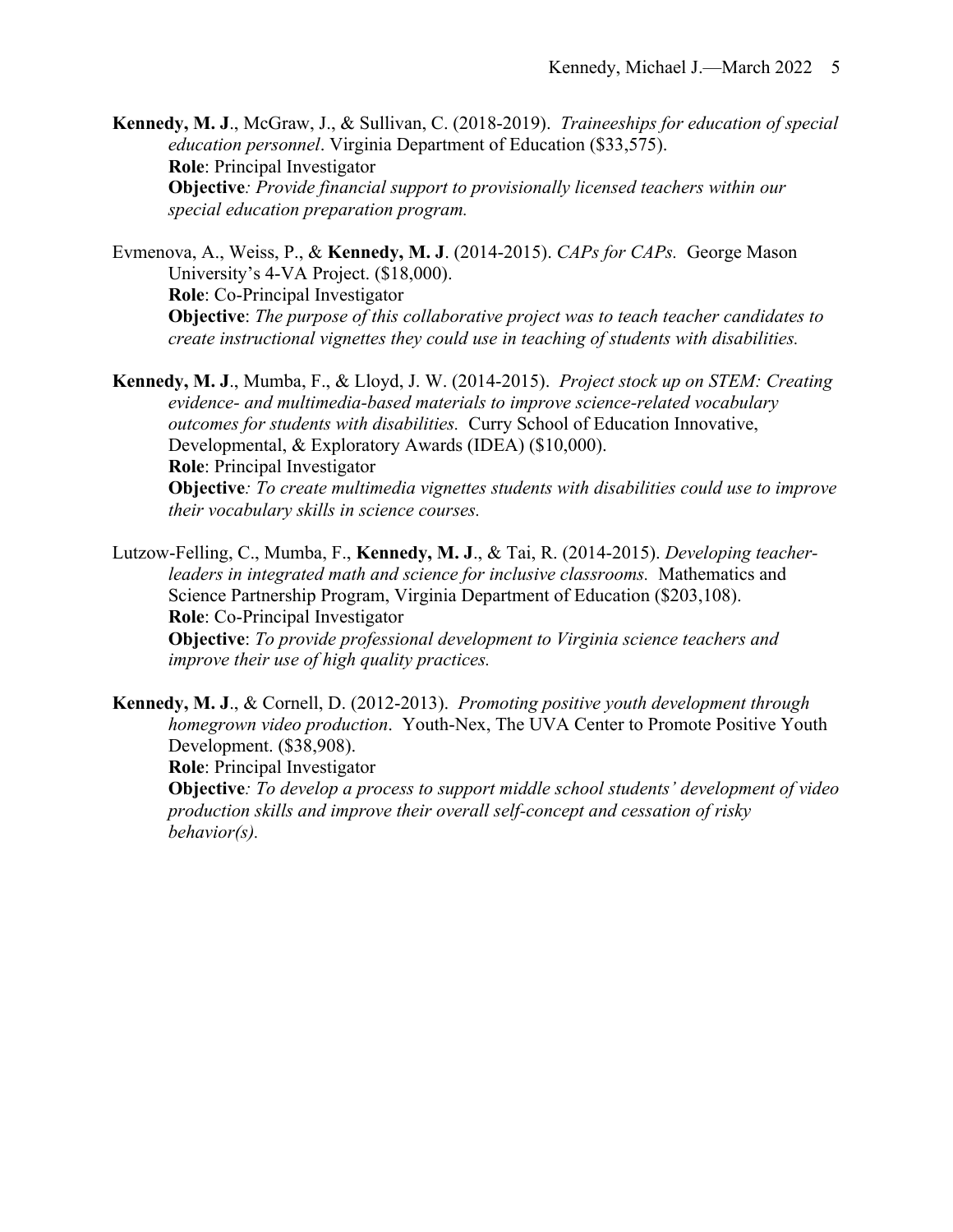**Kennedy, M. J**., McGraw, J., & Sullivan, C. (2018-2019). *Traineeships for education of special education personnel*. Virginia Department of Education ($33,575).
**Role**: Principal Investigator
**Objective***: Provide financial support to provisionally licensed teachers within our special education preparation program.*

Evmenova, A., Weiss, P., & **Kennedy, M. J**. (2014-2015). *CAPs for CAPs.* George Mason University's 4-VA Project. ($18,000).
**Role**: Co-Principal Investigator
**Objective**: *The purpose of this collaborative project was to teach teacher candidates to create instructional vignettes they could use in teaching of students with disabilities.*

**Kennedy, M. J**., Mumba, F., & Lloyd, J. W. (2014-2015). *Project stock up on STEM: Creating evidence- and multimedia-based materials to improve science-related vocabulary outcomes for students with disabilities.* Curry School of Education Innovative, Developmental, & Exploratory Awards (IDEA) ($10,000).
**Role**: Principal Investigator
**Objective***: To create multimedia vignettes students with disabilities could use to improve their vocabulary skills in science courses.*

Lutzow-Felling, C., Mumba, F., **Kennedy, M. J**., & Tai, R. (2014-2015). *Developing teacher-leaders in integrated math and science for inclusive classrooms.* Mathematics and Science Partnership Program, Virginia Department of Education ($203,108).
**Role**: Co-Principal Investigator
**Objective**: *To provide professional development to Virginia science teachers and improve their use of high quality practices.*

**Kennedy, M. J**., & Cornell, D. (2012-2013). *Promoting positive youth development through homegrown video production*. Youth-Nex, The UVA Center to Promote Positive Youth Development. ($38,908).
**Role**: Principal Investigator
**Objective***: To develop a process to support middle school students' development of video production skills and improve their overall self-concept and cessation of risky behavior(s).*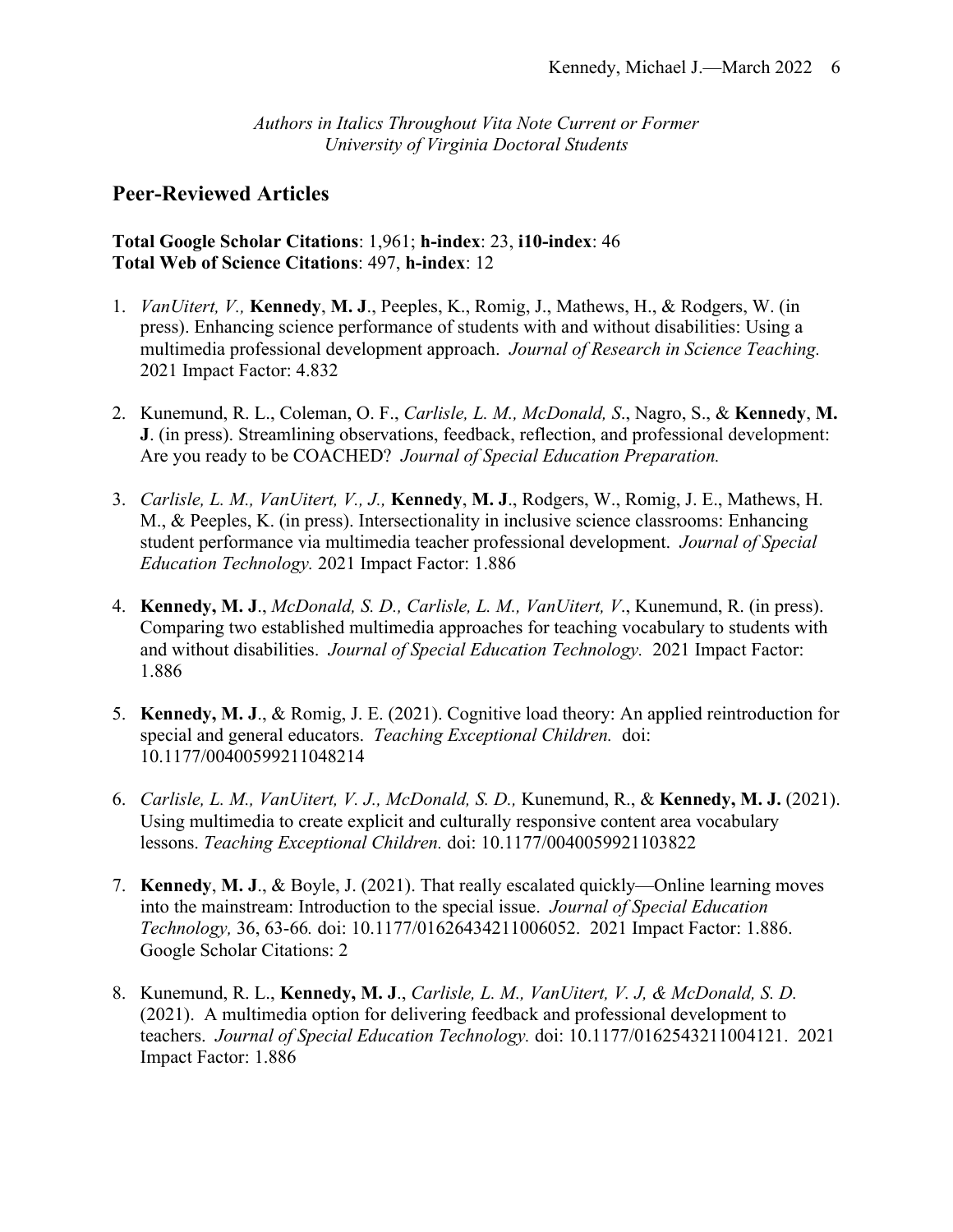*Authors in Italics Throughout Vita Note Current or Former University of Virginia Doctoral Students*

## Peer-Reviewed Articles

**Total Google Scholar Citations**: 1,961; **h-index**: 23, **i10-index**: 46
**Total Web of Science Citations**: 497, **h-index**: 12

1. *VanUitert, V.,* **Kennedy**, **M. J**., Peeples, K., Romig, J., Mathews, H., & Rodgers, W. (in press). Enhancing science performance of students with and without disabilities: Using a multimedia professional development approach. *Journal of Research in Science Teaching.* 2021 Impact Factor: 4.832

2. Kunemund, R. L., Coleman, O. F., *Carlisle, L. M., McDonald, S*., Nagro, S., & **Kennedy**, **M. J**. (in press). Streamlining observations, feedback, reflection, and professional development: Are you ready to be COACHED? *Journal of Special Education Preparation.*

3. *Carlisle, L. M., VanUitert, V., J.,* **Kennedy**, **M. J**., Rodgers, W., Romig, J. E., Mathews, H. M., & Peeples, K. (in press). Intersectionality in inclusive science classrooms: Enhancing student performance via multimedia teacher professional development. *Journal of Special Education Technology.* 2021 Impact Factor: 1.886

4. **Kennedy, M. J**., *McDonald, S. D., Carlisle, L. M., VanUitert, V*., Kunemund, R. (in press). Comparing two established multimedia approaches for teaching vocabulary to students with and without disabilities. *Journal of Special Education Technology.* 2021 Impact Factor: 1.886

5. **Kennedy, M. J**., & Romig, J. E. (2021). Cognitive load theory: An applied reintroduction for special and general educators. *Teaching Exceptional Children.* doi: 10.1177/00400599211048214

6. *Carlisle, L. M., VanUitert, V. J., McDonald, S. D.,* Kunemund, R., & **Kennedy, M. J.** (2021). Using multimedia to create explicit and culturally responsive content area vocabulary lessons. *Teaching Exceptional Children.* doi: 10.1177/0040059921103822

7. **Kennedy**, **M. J**., & Boyle, J. (2021). That really escalated quickly—Online learning moves into the mainstream: Introduction to the special issue. *Journal of Special Education Technology,* 36, 63-66*.* doi: 10.1177/01626434211006052. 2021 Impact Factor: 1.886. Google Scholar Citations: 2

8. Kunemund, R. L., **Kennedy, M. J**., *Carlisle, L. M., VanUitert, V. J, & McDonald, S. D.* (2021). A multimedia option for delivering feedback and professional development to teachers. *Journal of Special Education Technology.* doi: 10.1177/0162543211004121. 2021 Impact Factor: 1.886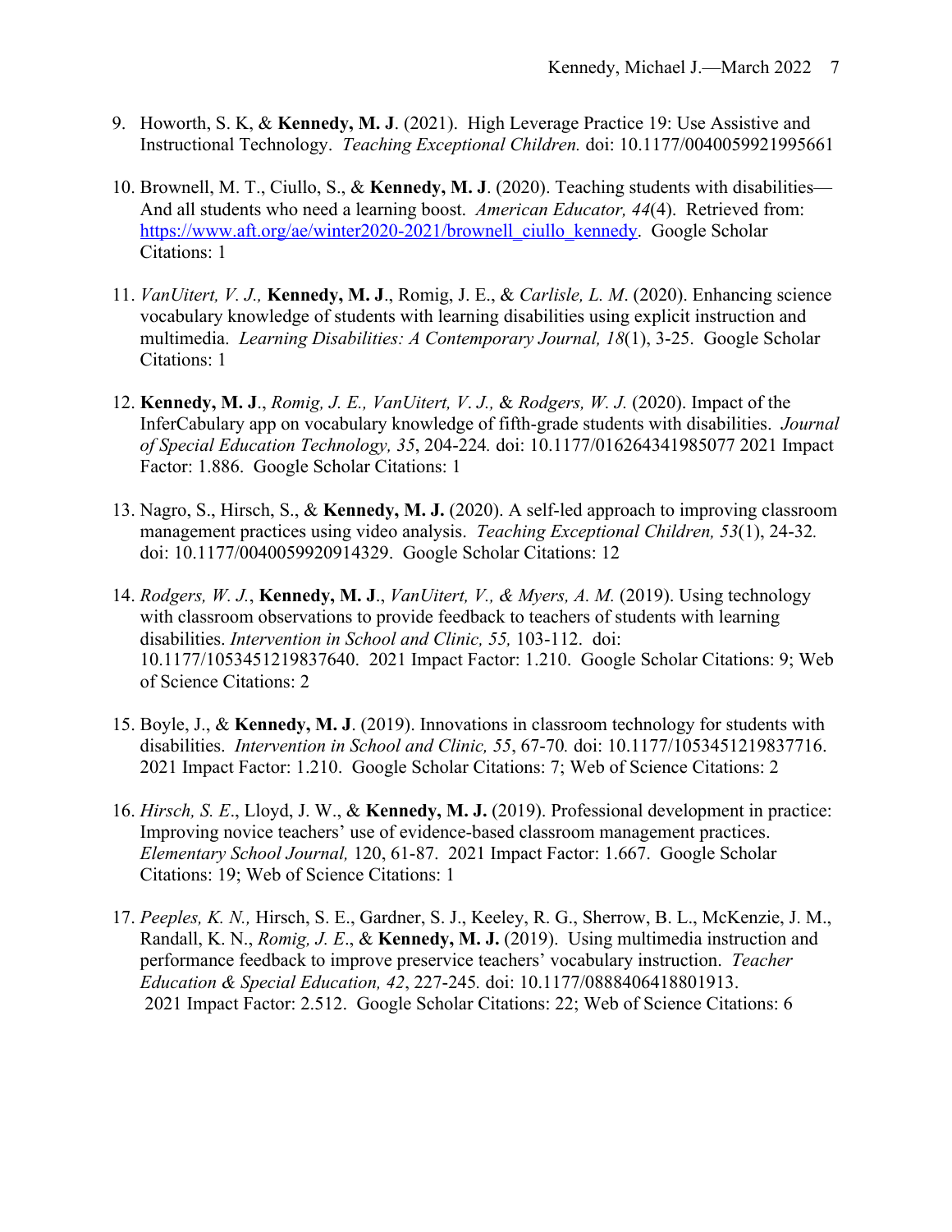9. Howorth, S. K, & **Kennedy, M. J**. (2021). High Leverage Practice 19: Use Assistive and Instructional Technology. *Teaching Exceptional Children.* doi: 10.1177/0040059921995661

10. Brownell, M. T., Ciullo, S., & **Kennedy, M. J**. (2020). Teaching students with disabilities—And all students who need a learning boost. *American Educator, 44*(4). Retrieved from: https://www.aft.org/ae/winter2020-2021/brownell_ciullo_kennedy. Google Scholar Citations: 1

11. *VanUitert, V. J.,* **Kennedy, M. J**., Romig, J. E., & *Carlisle, L. M*. (2020). Enhancing science vocabulary knowledge of students with learning disabilities using explicit instruction and multimedia. *Learning Disabilities: A Contemporary Journal, 18*(1), 3-25. Google Scholar Citations: 1

12. **Kennedy, M. J**., *Romig, J. E., VanUitert, V. J.,* & *Rodgers, W. J.* (2020). Impact of the InferCabulary app on vocabulary knowledge of fifth-grade students with disabilities. *Journal of Special Education Technology, 35*, 204-224. doi: 10.1177/016264341985077 2021 Impact Factor: 1.886. Google Scholar Citations: 1

13. Nagro, S., Hirsch, S., & **Kennedy, M. J.** (2020). A self-led approach to improving classroom management practices using video analysis. *Teaching Exceptional Children, 53*(1), 24-32. doi: 10.1177/0040059920914329. Google Scholar Citations: 12

14. *Rodgers, W. J.*, **Kennedy, M. J**., *VanUitert, V., & Myers, A. M.* (2019). Using technology with classroom observations to provide feedback to teachers of students with learning disabilities. *Intervention in School and Clinic, 55,* 103-112. doi: 10.1177/1053451219837640. 2021 Impact Factor: 1.210. Google Scholar Citations: 9; Web of Science Citations: 2

15. Boyle, J., & **Kennedy, M. J**. (2019). Innovations in classroom technology for students with disabilities. *Intervention in School and Clinic, 55*, 67-70. doi: 10.1177/1053451219837716. 2021 Impact Factor: 1.210. Google Scholar Citations: 7; Web of Science Citations: 2

16. *Hirsch, S. E*., Lloyd, J. W., & **Kennedy, M. J.** (2019). Professional development in practice: Improving novice teachers' use of evidence-based classroom management practices. *Elementary School Journal,* 120, 61-87. 2021 Impact Factor: 1.667. Google Scholar Citations: 19; Web of Science Citations: 1

17. *Peeples, K. N.,* Hirsch, S. E., Gardner, S. J., Keeley, R. G., Sherrow, B. L., McKenzie, J. M., Randall, K. N., *Romig, J. E*., & **Kennedy, M. J.** (2019). Using multimedia instruction and performance feedback to improve preservice teachers' vocabulary instruction. *Teacher Education & Special Education, 42*, 227-245. doi: 10.1177/0888406418801913. 2021 Impact Factor: 2.512. Google Scholar Citations: 22; Web of Science Citations: 6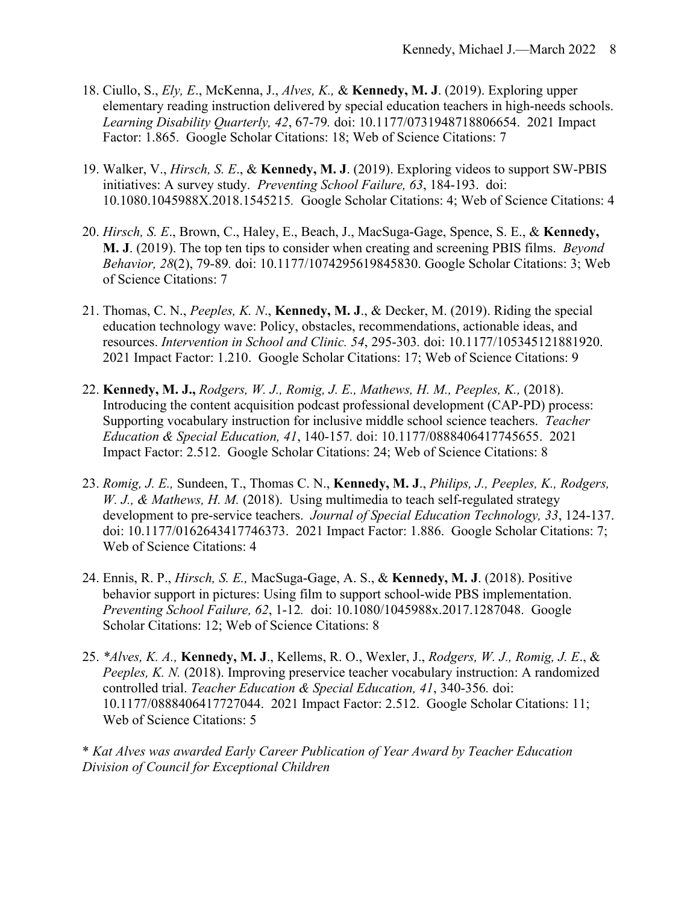18. Ciullo, S., *Ely, E*., McKenna, J., *Alves, K.,* & **Kennedy, M. J**. (2019). Exploring upper elementary reading instruction delivered by special education teachers in high-needs schools. *Learning Disability Quarterly, 42*, 67-79. doi: 10.1177/0731948718806654. 2021 Impact Factor: 1.865. Google Scholar Citations: 18; Web of Science Citations: 7

19. Walker, V., *Hirsch, S. E*., & **Kennedy, M. J**. (2019). Exploring videos to support SW-PBIS initiatives: A survey study. *Preventing School Failure, 63*, 184-193. doi: 10.1080.1045988X.2018.1545215. Google Scholar Citations: 4; Web of Science Citations: 4

20. *Hirsch, S. E*., Brown, C., Haley, E., Beach, J., MacSuga-Gage, Spence, S. E., & **Kennedy, M. J**. (2019). The top ten tips to consider when creating and screening PBIS films. *Beyond Behavior, 28*(2), 79-89. doi: 10.1177/1074295619845830. Google Scholar Citations: 3; Web of Science Citations: 7

21. Thomas, C. N., *Peeples, K. N*., **Kennedy, M. J**., & Decker, M. (2019). Riding the special education technology wave: Policy, obstacles, recommendations, actionable ideas, and resources. *Intervention in School and Clinic. 54*, 295-303. doi: 10.1177/105345121881920. 2021 Impact Factor: 1.210. Google Scholar Citations: 17; Web of Science Citations: 9

22. **Kennedy, M. J.,** *Rodgers, W. J., Romig, J. E., Mathews, H. M., Peeples, K.,* (2018). Introducing the content acquisition podcast professional development (CAP-PD) process: Supporting vocabulary instruction for inclusive middle school science teachers. *Teacher Education & Special Education, 41*, 140-157. doi: 10.1177/0888406417745655. 2021 Impact Factor: 2.512. Google Scholar Citations: 24; Web of Science Citations: 8

23. *Romig, J. E.,* Sundeen, T., Thomas C. N., **Kennedy, M. J**., *Philips, J., Peeples, K., Rodgers, W. J., & Mathews, H. M.* (2018). Using multimedia to teach self-regulated strategy development to pre-service teachers. *Journal of Special Education Technology, 33*, 124-137. doi: 10.1177/0162643417746373. 2021 Impact Factor: 1.886. Google Scholar Citations: 7; Web of Science Citations: 4

24. Ennis, R. P., *Hirsch, S. E.,* MacSuga-Gage, A. S., & **Kennedy, M. J**. (2018). Positive behavior support in pictures: Using film to support school-wide PBS implementation. *Preventing School Failure, 62*, 1-12. doi: 10.1080/1045988x.2017.1287048. Google Scholar Citations: 12; Web of Science Citations: 8

25. *\*Alves, K. A.,* **Kennedy, M. J**., Kellems, R. O., Wexler, J., *Rodgers, W. J., Romig, J. E*., & *Peeples, K. N.* (2018). Improving preservice teacher vocabulary instruction: A randomized controlled trial. *Teacher Education & Special Education, 41*, 340-356. doi: 10.1177/0888406417727044. 2021 Impact Factor: 2.512. Google Scholar Citations: 11; Web of Science Citations: 5

*\* Kat Alves was awarded Early Career Publication of Year Award by Teacher Education Division of Council for Exceptional Children*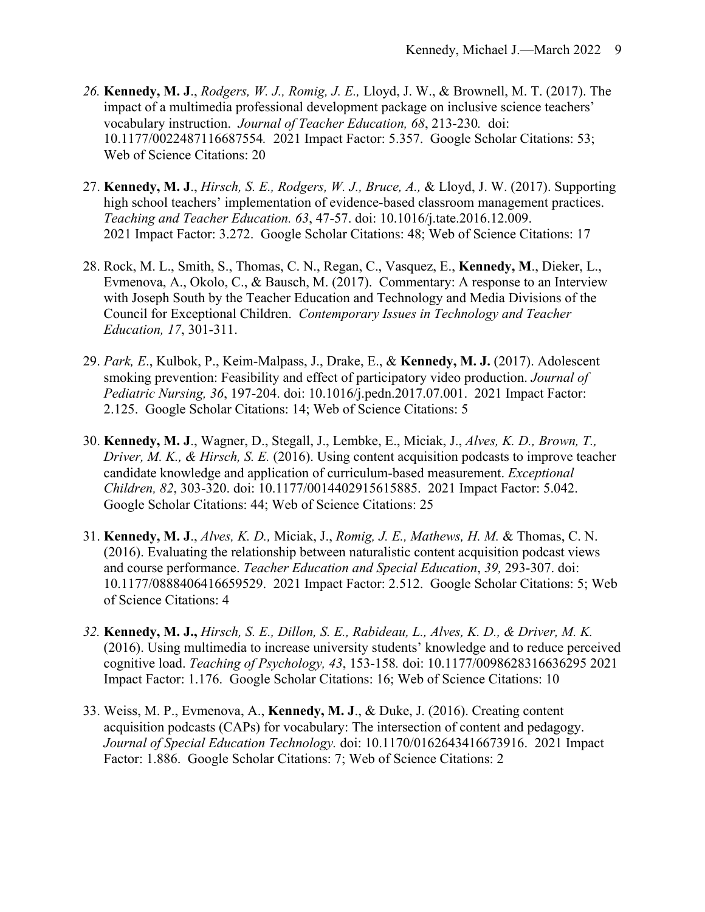26. **Kennedy, M. J**., *Rodgers, W. J., Romig, J. E.,* Lloyd, J. W., & Brownell, M. T. (2017). The impact of a multimedia professional development package on inclusive science teachers' vocabulary instruction. *Journal of Teacher Education, 68*, 213-230. doi: 10.1177/0022487116687554. 2021 Impact Factor: 5.357. Google Scholar Citations: 53; Web of Science Citations: 20

27. **Kennedy, M. J**., *Hirsch, S. E., Rodgers, W. J., Bruce, A.,* & Lloyd, J. W. (2017). Supporting high school teachers' implementation of evidence-based classroom management practices. *Teaching and Teacher Education. 63*, 47-57. doi: 10.1016/j.tate.2016.12.009. 2021 Impact Factor: 3.272. Google Scholar Citations: 48; Web of Science Citations: 17

28. Rock, M. L., Smith, S., Thomas, C. N., Regan, C., Vasquez, E., **Kennedy, M**., Dieker, L., Evmenova, A., Okolo, C., & Bausch, M. (2017). Commentary: A response to an Interview with Joseph South by the Teacher Education and Technology and Media Divisions of the Council for Exceptional Children. *Contemporary Issues in Technology and Teacher Education, 17*, 301-311.

29. *Park, E*., Kulbok, P., Keim-Malpass, J., Drake, E., & **Kennedy, M. J.** (2017). Adolescent smoking prevention: Feasibility and effect of participatory video production. *Journal of Pediatric Nursing, 36*, 197-204. doi: 10.1016/j.pedn.2017.07.001. 2021 Impact Factor: 2.125. Google Scholar Citations: 14; Web of Science Citations: 5

30. **Kennedy, M. J**., Wagner, D., Stegall, J., Lembke, E., Miciak, J., *Alves, K. D., Brown, T., Driver, M. K., & Hirsch, S. E.* (2016). Using content acquisition podcasts to improve teacher candidate knowledge and application of curriculum-based measurement. *Exceptional Children, 82*, 303-320. doi: 10.1177/0014402915615885. 2021 Impact Factor: 5.042. Google Scholar Citations: 44; Web of Science Citations: 25

31. **Kennedy, M. J**., *Alves, K. D.,* Miciak, J., *Romig, J. E., Mathews, H. M.* & Thomas, C. N. (2016). Evaluating the relationship between naturalistic content acquisition podcast views and course performance. *Teacher Education and Special Education*, *39,* 293-307. doi: 10.1177/0888406416659529. 2021 Impact Factor: 2.512. Google Scholar Citations: 5; Web of Science Citations: 4

32. **Kennedy, M. J.,** *Hirsch, S. E., Dillon, S. E., Rabideau, L., Alves, K. D., & Driver, M. K.* (2016). Using multimedia to increase university students' knowledge and to reduce perceived cognitive load. *Teaching of Psychology, 43*, 153-158. doi: 10.1177/0098628316636295 2021 Impact Factor: 1.176. Google Scholar Citations: 16; Web of Science Citations: 10

33. Weiss, M. P., Evmenova, A., **Kennedy, M. J**., & Duke, J. (2016). Creating content acquisition podcasts (CAPs) for vocabulary: The intersection of content and pedagogy. *Journal of Special Education Technology.* doi: 10.1170/0162643416673916. 2021 Impact Factor: 1.886. Google Scholar Citations: 7; Web of Science Citations: 2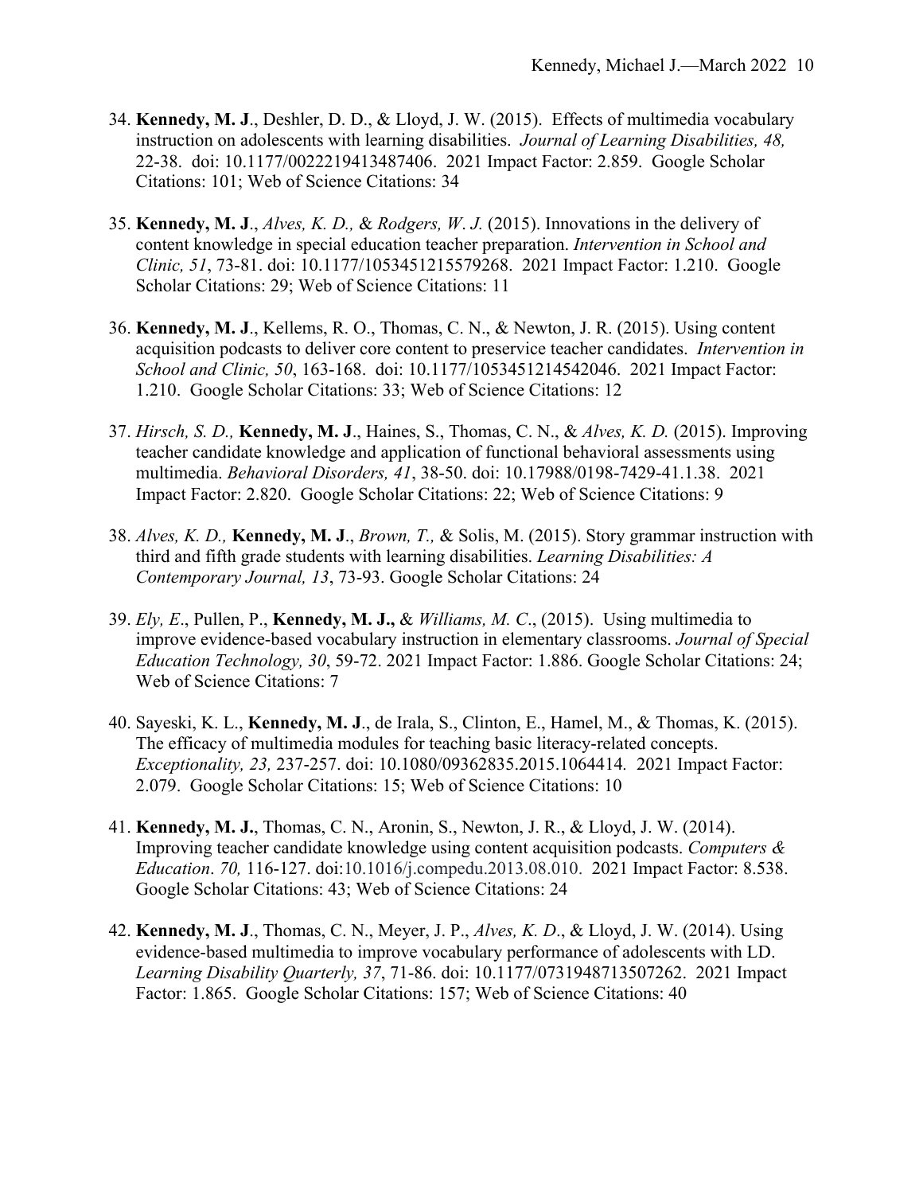34. **Kennedy, M. J**., Deshler, D. D., & Lloyd, J. W. (2015). Effects of multimedia vocabulary instruction on adolescents with learning disabilities. *Journal of Learning Disabilities, 48,* 22-38. doi: 10.1177/0022219413487406. 2021 Impact Factor: 2.859. Google Scholar Citations: 101; Web of Science Citations: 34

35. **Kennedy, M. J**., *Alves, K. D.,* & *Rodgers, W. J.* (2015). Innovations in the delivery of content knowledge in special education teacher preparation. *Intervention in School and Clinic, 51*, 73-81. doi: 10.1177/1053451215579268. 2021 Impact Factor: 1.210. Google Scholar Citations: 29; Web of Science Citations: 11

36. **Kennedy, M. J**., Kellems, R. O., Thomas, C. N., & Newton, J. R. (2015). Using content acquisition podcasts to deliver core content to preservice teacher candidates. *Intervention in School and Clinic, 50*, 163-168. doi: 10.1177/1053451214542046. 2021 Impact Factor: 1.210. Google Scholar Citations: 33; Web of Science Citations: 12

37. *Hirsch, S. D.,* **Kennedy, M. J**., Haines, S., Thomas, C. N., & *Alves, K. D.* (2015). Improving teacher candidate knowledge and application of functional behavioral assessments using multimedia. *Behavioral Disorders, 41*, 38-50. doi: 10.17988/0198-7429-41.1.38. 2021 Impact Factor: 2.820. Google Scholar Citations: 22; Web of Science Citations: 9

38. *Alves, K. D.,* **Kennedy, M. J**., *Brown, T.,* & Solis, M. (2015). Story grammar instruction with third and fifth grade students with learning disabilities. *Learning Disabilities: A Contemporary Journal, 13*, 73-93. Google Scholar Citations: 24

39. *Ely, E*., Pullen, P., **Kennedy, M. J.,** & *Williams, M. C*., (2015). Using multimedia to improve evidence-based vocabulary instruction in elementary classrooms. *Journal of Special Education Technology, 30*, 59-72. 2021 Impact Factor: 1.886. Google Scholar Citations: 24; Web of Science Citations: 7

40. Sayeski, K. L., **Kennedy, M. J**., de Irala, S., Clinton, E., Hamel, M., & Thomas, K. (2015). The efficacy of multimedia modules for teaching basic literacy-related concepts. *Exceptionality, 23,* 237-257. doi: 10.1080/09362835.2015.1064414. 2021 Impact Factor: 2.079. Google Scholar Citations: 15; Web of Science Citations: 10

41. **Kennedy, M. J.**, Thomas, C. N., Aronin, S., Newton, J. R., & Lloyd, J. W. (2014). Improving teacher candidate knowledge using content acquisition podcasts. *Computers & Education*. *70,* 116-127. doi:10.1016/j.compedu.2013.08.010. 2021 Impact Factor: 8.538. Google Scholar Citations: 43; Web of Science Citations: 24

42. **Kennedy, M. J**., Thomas, C. N., Meyer, J. P., *Alves, K. D*., & Lloyd, J. W. (2014). Using evidence-based multimedia to improve vocabulary performance of adolescents with LD. *Learning Disability Quarterly, 37*, 71-86. doi: 10.1177/0731948713507262. 2021 Impact Factor: 1.865. Google Scholar Citations: 157; Web of Science Citations: 40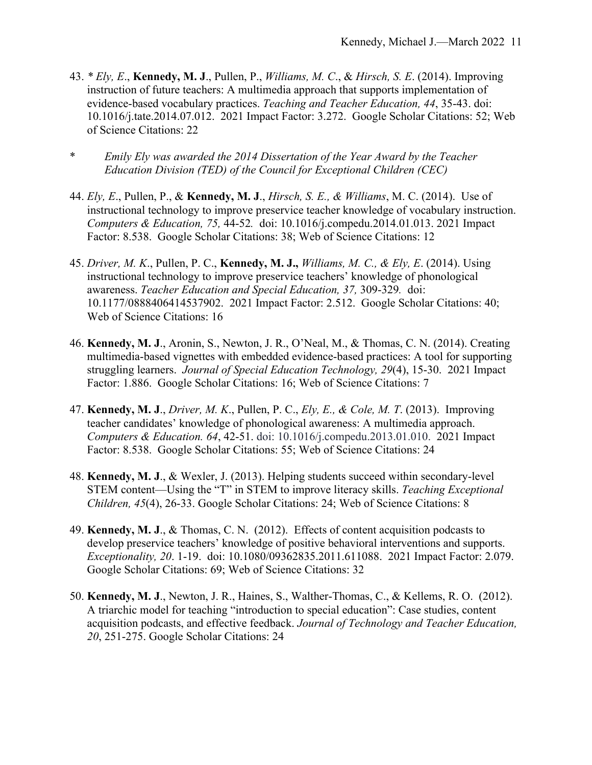43. *\* Ely, E*., **Kennedy, M. J**., Pullen, P., *Williams, M. C*., & *Hirsch, S. E*. (2014). Improving instruction of future teachers: A multimedia approach that supports implementation of evidence-based vocabulary practices. *Teaching and Teacher Education, 44*, 35-43. doi: 10.1016/j.tate.2014.07.012. 2021 Impact Factor: 3.272. Google Scholar Citations: 52; Web of Science Citations: 22

\* *Emily Ely was awarded the 2014 Dissertation of the Year Award by the Teacher Education Division (TED) of the Council for Exceptional Children (CEC)*

44. *Ely, E*., Pullen, P., & **Kennedy, M. J**., *Hirsch, S. E., & Williams*, M. C. (2014). Use of instructional technology to improve preservice teacher knowledge of vocabulary instruction. *Computers & Education, 75,* 44-52. doi: 10.1016/j.compedu.2014.01.013. 2021 Impact Factor: 8.538. Google Scholar Citations: 38; Web of Science Citations: 12

45. *Driver, M. K*., Pullen, P. C., **Kennedy, M. J.,** *Williams, M. C., & Ely, E*. (2014). Using instructional technology to improve preservice teachers' knowledge of phonological awareness. *Teacher Education and Special Education, 37,* 309-329. doi: 10.1177/0888406414537902. 2021 Impact Factor: 2.512. Google Scholar Citations: 40; Web of Science Citations: 16

46. **Kennedy, M. J**., Aronin, S., Newton, J. R., O'Neal, M., & Thomas, C. N. (2014). Creating multimedia-based vignettes with embedded evidence-based practices: A tool for supporting struggling learners. *Journal of Special Education Technology, 29*(4), 15-30. 2021 Impact Factor: 1.886. Google Scholar Citations: 16; Web of Science Citations: 7

47. **Kennedy, M. J**., *Driver, M. K*., Pullen, P. C., *Ely, E., & Cole, M. T*. (2013). Improving teacher candidates' knowledge of phonological awareness: A multimedia approach. *Computers & Education. 64*, 42-51. doi: 10.1016/j.compedu.2013.01.010. 2021 Impact Factor: 8.538. Google Scholar Citations: 55; Web of Science Citations: 24

48. **Kennedy, M. J**., & Wexler, J. (2013). Helping students succeed within secondary-level STEM content—Using the "T" in STEM to improve literacy skills. *Teaching Exceptional Children, 45*(4), 26-33. Google Scholar Citations: 24; Web of Science Citations: 8

49. **Kennedy, M. J**., & Thomas, C. N. (2012). Effects of content acquisition podcasts to develop preservice teachers' knowledge of positive behavioral interventions and supports. *Exceptionality, 20*. 1-19. doi: 10.1080/09362835.2011.611088. 2021 Impact Factor: 2.079. Google Scholar Citations: 69; Web of Science Citations: 32

50. **Kennedy, M. J**., Newton, J. R., Haines, S., Walther-Thomas, C., & Kellems, R. O. (2012). A triarchic model for teaching "introduction to special education": Case studies, content acquisition podcasts, and effective feedback. *Journal of Technology and Teacher Education, 20*, 251-275. Google Scholar Citations: 24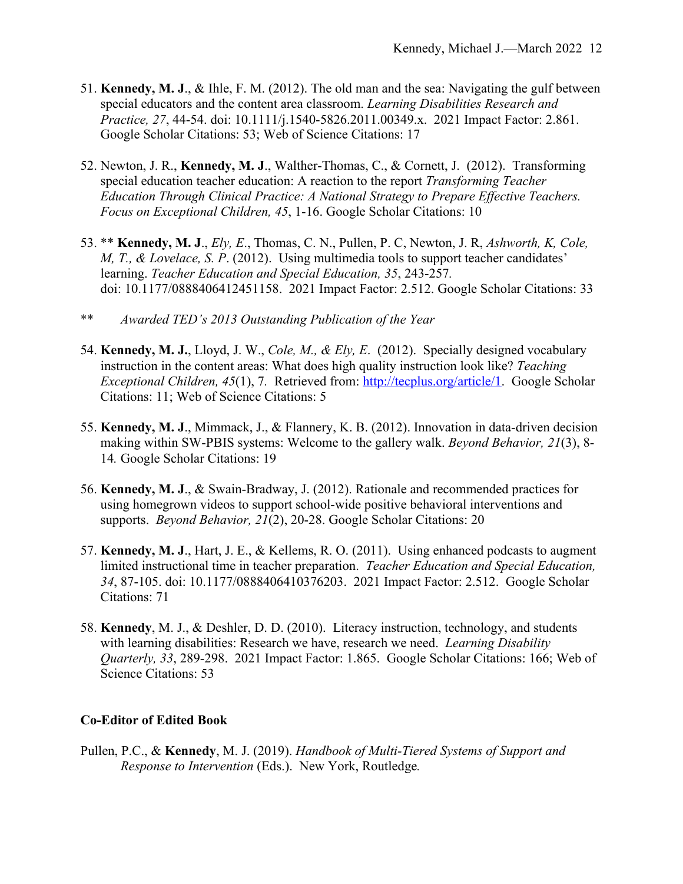51. **Kennedy, M. J**., & Ihle, F. M. (2012). The old man and the sea: Navigating the gulf between special educators and the content area classroom. *Learning Disabilities Research and Practice, 27*, 44-54. doi: 10.1111/j.1540-5826.2011.00349.x. 2021 Impact Factor: 2.861. Google Scholar Citations: 53; Web of Science Citations: 17

52. Newton, J. R., **Kennedy, M. J**., Walther-Thomas, C., & Cornett, J. (2012). Transforming special education teacher education: A reaction to the report *Transforming Teacher Education Through Clinical Practice: A National Strategy to Prepare Effective Teachers. Focus on Exceptional Children, 45*, 1-16. Google Scholar Citations: 10

53. ** **Kennedy, M. J**., *Ely, E*., Thomas, C. N., Pullen, P. C, Newton, J. R, *Ashworth, K, Cole, M, T., & Lovelace, S. P*. (2012). Using multimedia tools to support teacher candidates' learning. *Teacher Education and Special Education, 35*, 243-257. doi: 10.1177/0888406412451158. 2021 Impact Factor: 2.512. Google Scholar Citations: 33

** *Awarded TED's 2013 Outstanding Publication of the Year*

54. **Kennedy, M. J.**, Lloyd, J. W., *Cole, M., & Ely, E*. (2012). Specially designed vocabulary instruction in the content areas: What does high quality instruction look like? *Teaching Exceptional Children, 45*(1), 7. Retrieved from: http://tecplus.org/article/1. Google Scholar Citations: 11; Web of Science Citations: 5

55. **Kennedy, M. J**., Mimmack, J., & Flannery, K. B. (2012). Innovation in data-driven decision making within SW-PBIS systems: Welcome to the gallery walk. *Beyond Behavior, 21*(3), 8-14*.* Google Scholar Citations: 19

56. **Kennedy, M. J**., & Swain-Bradway, J. (2012). Rationale and recommended practices for using homegrown videos to support school-wide positive behavioral interventions and supports. *Beyond Behavior, 21*(2), 20-28. Google Scholar Citations: 20

57. **Kennedy, M. J**., Hart, J. E., & Kellems, R. O. (2011). Using enhanced podcasts to augment limited instructional time in teacher preparation. *Teacher Education and Special Education, 34*, 87-105. doi: 10.1177/0888406410376203. 2021 Impact Factor: 2.512. Google Scholar Citations: 71

58. **Kennedy**, M. J., & Deshler, D. D. (2010). Literacy instruction, technology, and students with learning disabilities: Research we have, research we need. *Learning Disability Quarterly, 33*, 289-298. 2021 Impact Factor: 1.865. Google Scholar Citations: 166; Web of Science Citations: 53

**Co-Editor of Edited Book**

Pullen, P.C., & **Kennedy**, M. J. (2019). *Handbook of Multi-Tiered Systems of Support and Response to Intervention* (Eds.). New York, Routledge*.*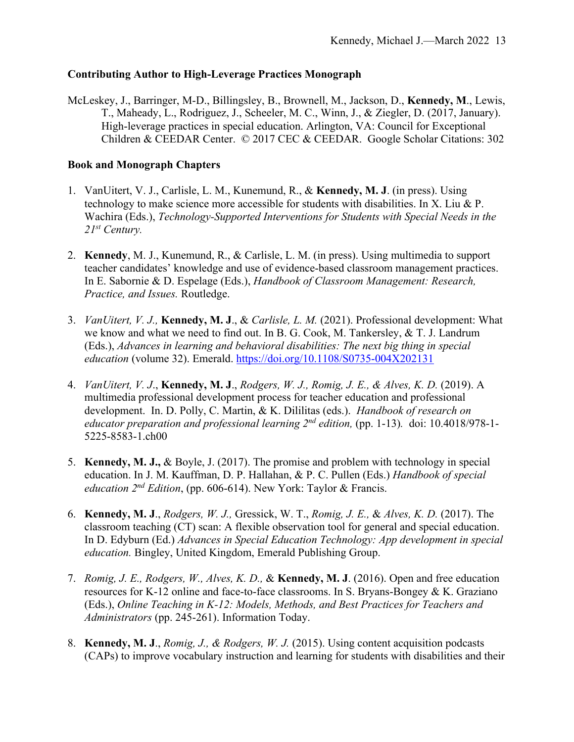**Contributing Author to High-Leverage Practices Monograph**

McLeskey, J., Barringer, M-D., Billingsley, B., Brownell, M., Jackson, D., **Kennedy, M**., Lewis, T., Maheady, L., Rodriguez, J., Scheeler, M. C., Winn, J., & Ziegler, D. (2017, January). High-leverage practices in special education. Arlington, VA: Council for Exceptional Children & CEEDAR Center. © 2017 CEC & CEEDAR. Google Scholar Citations: 302

**Book and Monograph Chapters**

1. VanUitert, V. J., Carlisle, L. M., Kunemund, R., & **Kennedy, M. J**. (in press). Using technology to make science more accessible for students with disabilities. In X. Liu & P. Wachira (Eds.), *Technology-Supported Interventions for Students with Special Needs in the 21st Century.*

2. **Kennedy**, M. J., Kunemund, R., & Carlisle, L. M. (in press). Using multimedia to support teacher candidates' knowledge and use of evidence-based classroom management practices. In E. Sabornie & D. Espelage (Eds.), *Handbook of Classroom Management: Research, Practice, and Issues.* Routledge.

3. *VanUitert, V. J.,* **Kennedy, M. J**., & *Carlisle, L. M.* (2021). Professional development: What we know and what we need to find out. In B. G. Cook, M. Tankersley, & T. J. Landrum (Eds.), *Advances in learning and behavioral disabilities: The next big thing in special education* (volume 32). Emerald. https://doi.org/10.1108/S0735-004X202131

4. *VanUitert, V. J*., **Kennedy, M. J**., *Rodgers, W. J., Romig, J. E., & Alves, K. D.* (2019). A multimedia professional development process for teacher education and professional development. In. D. Polly, C. Martin, & K. Dililitas (eds.). *Handbook of research on educator preparation and professional learning 2nd edition,* (pp. 1-13). doi: 10.4018/978-1-5225-8583-1.ch00

5. **Kennedy, M. J.,** & Boyle, J. (2017). The promise and problem with technology in special education. In J. M. Kauffman, D. P. Hallahan, & P. C. Pullen (Eds.) *Handbook of special education 2nd Edition*, (pp. 606-614). New York: Taylor & Francis.

6. **Kennedy, M. J**., *Rodgers, W. J.,* Gressick, W. T., *Romig, J. E.,* & *Alves, K. D.* (2017). The classroom teaching (CT) scan: A flexible observation tool for general and special education. In D. Edyburn (Ed.) *Advances in Special Education Technology: App development in special education.* Bingley, United Kingdom, Emerald Publishing Group.

7. *Romig, J. E., Rodgers, W., Alves, K. D.,* & **Kennedy, M. J**. (2016). Open and free education resources for K-12 online and face-to-face classrooms. In S. Bryans-Bongey & K. Graziano (Eds.), *Online Teaching in K-12: Models, Methods, and Best Practices for Teachers and Administrators* (pp. 245-261). Information Today.

8. **Kennedy, M. J**., *Romig, J., & Rodgers, W. J.* (2015). Using content acquisition podcasts (CAPs) to improve vocabulary instruction and learning for students with disabilities and their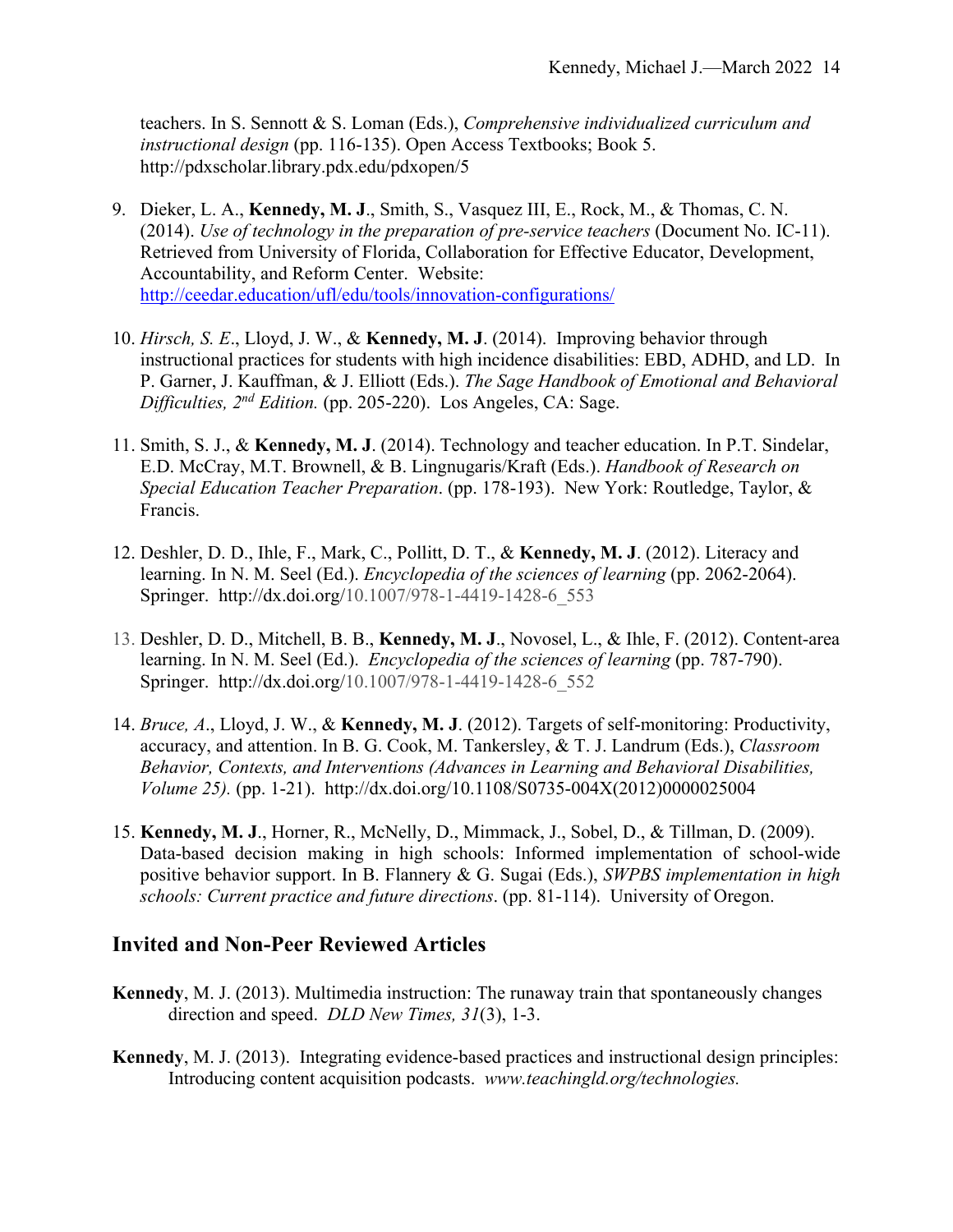teachers. In S. Sennott & S. Loman (Eds.), *Comprehensive individualized curriculum and instructional design* (pp. 116-135). Open Access Textbooks; Book 5. http://pdxscholar.library.pdx.edu/pdxopen/5

9. Dieker, L. A., **Kennedy, M. J**., Smith, S., Vasquez III, E., Rock, M., & Thomas, C. N. (2014). *Use of technology in the preparation of pre-service teachers* (Document No. IC-11). Retrieved from University of Florida, Collaboration for Effective Educator, Development, Accountability, and Reform Center. Website: http://ceedar.education/ufl/edu/tools/innovation-configurations/

10. *Hirsch, S. E*., Lloyd, J. W., & **Kennedy, M. J**. (2014). Improving behavior through instructional practices for students with high incidence disabilities: EBD, ADHD, and LD. In P. Garner, J. Kauffman, & J. Elliott (Eds.). *The Sage Handbook of Emotional and Behavioral Difficulties, 2nd Edition.* (pp. 205-220). Los Angeles, CA: Sage.

11. Smith, S. J., & **Kennedy, M. J**. (2014). Technology and teacher education. In P.T. Sindelar, E.D. McCray, M.T. Brownell, & B. Lingnugaris/Kraft (Eds.). *Handbook of Research on Special Education Teacher Preparation*. (pp. 178-193). New York: Routledge, Taylor, & Francis.

12. Deshler, D. D., Ihle, F., Mark, C., Pollitt, D. T., & **Kennedy, M. J**. (2012). Literacy and learning. In N. M. Seel (Ed.). *Encyclopedia of the sciences of learning* (pp. 2062-2064). Springer. http://dx.doi.org/10.1007/978-1-4419-1428-6_553

13. Deshler, D. D., Mitchell, B. B., **Kennedy, M. J**., Novosel, L., & Ihle, F. (2012). Content-area learning. In N. M. Seel (Ed.). *Encyclopedia of the sciences of learning* (pp. 787-790). Springer. http://dx.doi.org/10.1007/978-1-4419-1428-6_552

14. *Bruce, A*., Lloyd, J. W., & **Kennedy, M. J**. (2012). Targets of self-monitoring: Productivity, accuracy, and attention. In B. G. Cook, M. Tankersley, & T. J. Landrum (Eds.), *Classroom Behavior, Contexts, and Interventions (Advances in Learning and Behavioral Disabilities, Volume 25).* (pp. 1-21). http://dx.doi.org/10.1108/S0735-004X(2012)0000025004

15. **Kennedy, M. J**., Horner, R., McNelly, D., Mimmack, J., Sobel, D., & Tillman, D. (2009). Data-based decision making in high schools: Informed implementation of school-wide positive behavior support. In B. Flannery & G. Sugai (Eds.), *SWPBS implementation in high schools: Current practice and future directions*. (pp. 81-114). University of Oregon.

## Invited and Non-Peer Reviewed Articles

**Kennedy**, M. J. (2013). Multimedia instruction: The runaway train that spontaneously changes direction and speed. *DLD New Times, 31*(3), 1-3.

**Kennedy**, M. J. (2013). Integrating evidence-based practices and instructional design principles: Introducing content acquisition podcasts. *www.teachingld.org/technologies.*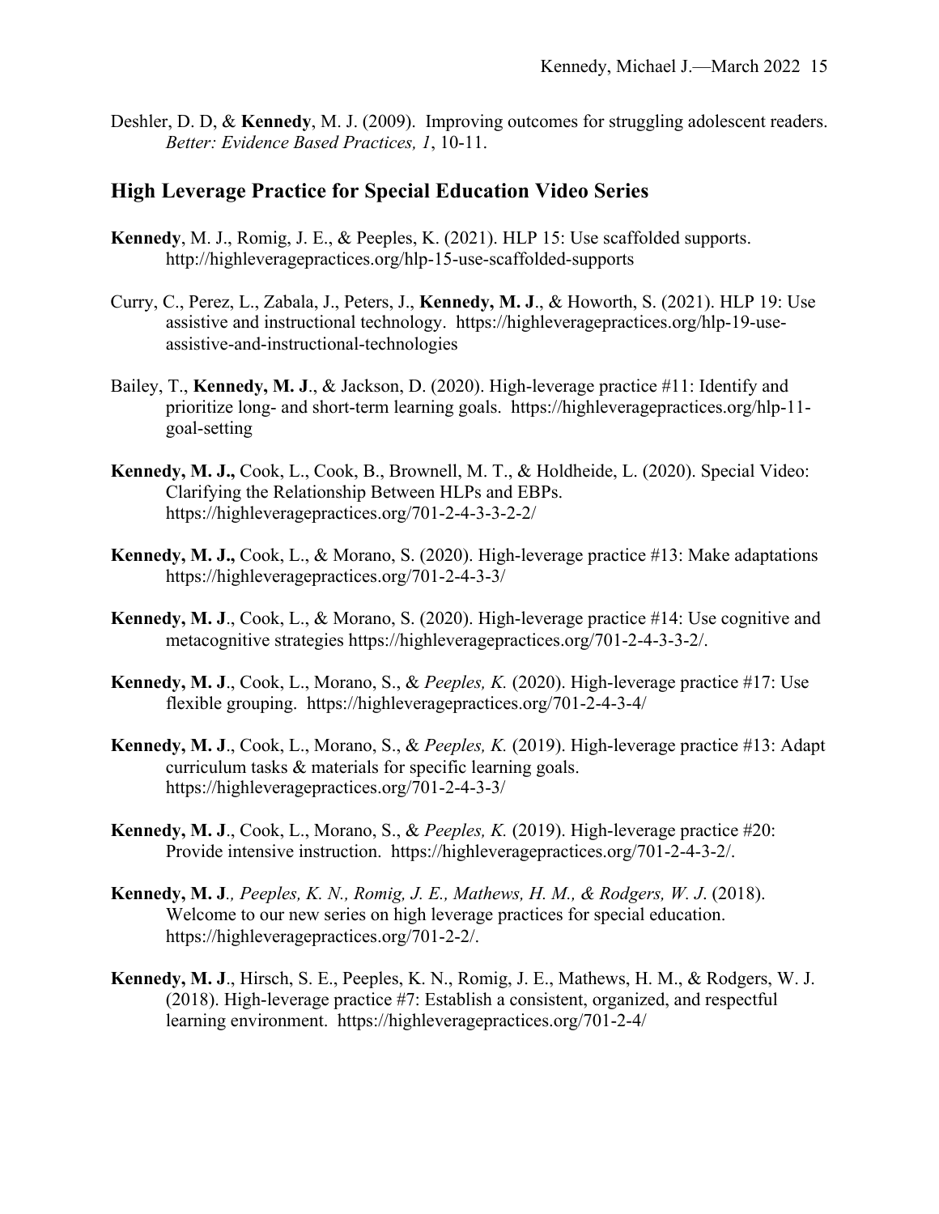Deshler, D. D, & **Kennedy**, M. J. (2009). Improving outcomes for struggling adolescent readers. *Better: Evidence Based Practices, 1*, 10-11.

## High Leverage Practice for Special Education Video Series

**Kennedy**, M. J., Romig, J. E., & Peeples, K. (2021). HLP 15: Use scaffolded supports. http://highleveragepractices.org/hlp-15-use-scaffolded-supports

Curry, C., Perez, L., Zabala, J., Peters, J., **Kennedy, M. J**., & Howorth, S. (2021). HLP 19: Use assistive and instructional technology. https://highleveragepractices.org/hlp-19-use-assistive-and-instructional-technologies

Bailey, T., **Kennedy, M. J**., & Jackson, D. (2020). High-leverage practice #11: Identify and prioritize long- and short-term learning goals. https://highleveragepractices.org/hlp-11-goal-setting

**Kennedy, M. J.,** Cook, L., Cook, B., Brownell, M. T., & Holdheide, L. (2020). Special Video: Clarifying the Relationship Between HLPs and EBPs. https://highleveragepractices.org/701-2-4-3-3-2-2/

**Kennedy, M. J.,** Cook, L., & Morano, S. (2020). High-leverage practice #13: Make adaptations https://highleveragepractices.org/701-2-4-3-3/

**Kennedy, M. J**., Cook, L., & Morano, S. (2020). High-leverage practice #14: Use cognitive and metacognitive strategies https://highleveragepractices.org/701-2-4-3-3-2/.

**Kennedy, M. J**., Cook, L., Morano, S., & *Peeples, K.* (2020). High-leverage practice #17: Use flexible grouping. https://highleveragepractices.org/701-2-4-3-4/

**Kennedy, M. J**., Cook, L., Morano, S., & *Peeples, K.* (2019). High-leverage practice #13: Adapt curriculum tasks & materials for specific learning goals. https://highleveragepractices.org/701-2-4-3-3/

**Kennedy, M. J**., Cook, L., Morano, S., & *Peeples, K.* (2019). High-leverage practice #20: Provide intensive instruction. https://highleveragepractices.org/701-2-4-3-2/.

**Kennedy, M. J**., *Peeples, K. N., Romig, J. E., Mathews, H. M., & Rodgers, W. J.* (2018). Welcome to our new series on high leverage practices for special education. https://highleveragepractices.org/701-2-2/.

**Kennedy, M. J**., Hirsch, S. E., Peeples, K. N., Romig, J. E., Mathews, H. M., & Rodgers, W. J. (2018). High-leverage practice #7: Establish a consistent, organized, and respectful learning environment. https://highleveragepractices.org/701-2-4/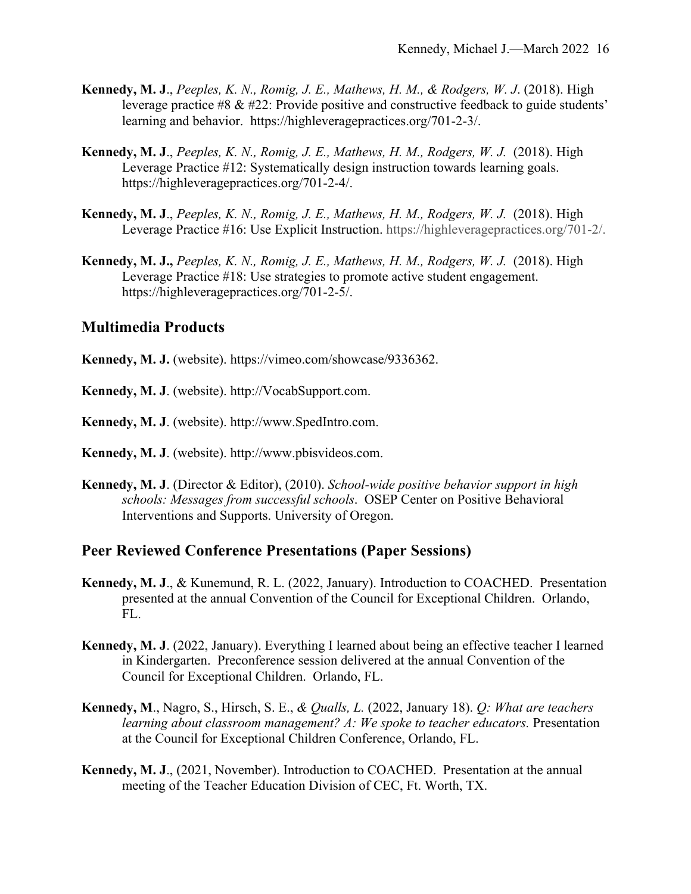**Kennedy, M. J**., *Peeples, K. N., Romig, J. E., Mathews, H. M., & Rodgers, W. J*. (2018). High leverage practice #8 & #22: Provide positive and constructive feedback to guide students' learning and behavior. https://highleveragepractices.org/701-2-3/.

**Kennedy, M. J**., *Peeples, K. N., Romig, J. E., Mathews, H. M., Rodgers, W. J.* (2018). High Leverage Practice #12: Systematically design instruction towards learning goals. https://highleveragepractices.org/701-2-4/.

**Kennedy, M. J**., *Peeples, K. N., Romig, J. E., Mathews, H. M., Rodgers, W. J.* (2018). High Leverage Practice #16: Use Explicit Instruction. https://highleveragepractices.org/701-2/.

**Kennedy, M. J.,** *Peeples, K. N., Romig, J. E., Mathews, H. M., Rodgers, W. J.* (2018). High Leverage Practice #18: Use strategies to promote active student engagement. https://highleveragepractices.org/701-2-5/.

## Multimedia Products

**Kennedy, M. J.** (website). https://vimeo.com/showcase/9336362.

**Kennedy, M. J**. (website). http://VocabSupport.com.

**Kennedy, M. J**. (website). http://www.SpedIntro.com.

**Kennedy, M. J**. (website). http://www.pbisvideos.com.

**Kennedy, M. J**. (Director & Editor), (2010). *School-wide positive behavior support in high schools: Messages from successful schools*. OSEP Center on Positive Behavioral Interventions and Supports. University of Oregon.

## Peer Reviewed Conference Presentations (Paper Sessions)

**Kennedy, M. J**., & Kunemund, R. L. (2022, January). Introduction to COACHED. Presentation presented at the annual Convention of the Council for Exceptional Children. Orlando, FL.

**Kennedy, M. J**. (2022, January). Everything I learned about being an effective teacher I learned in Kindergarten. Preconference session delivered at the annual Convention of the Council for Exceptional Children. Orlando, FL.

**Kennedy, M**., Nagro, S., Hirsch, S. E., *& Qualls, L.* (2022, January 18). *Q: What are teachers learning about classroom management? A: We spoke to teacher educators.* Presentation at the Council for Exceptional Children Conference, Orlando, FL.

**Kennedy, M. J**., (2021, November). Introduction to COACHED. Presentation at the annual meeting of the Teacher Education Division of CEC, Ft. Worth, TX.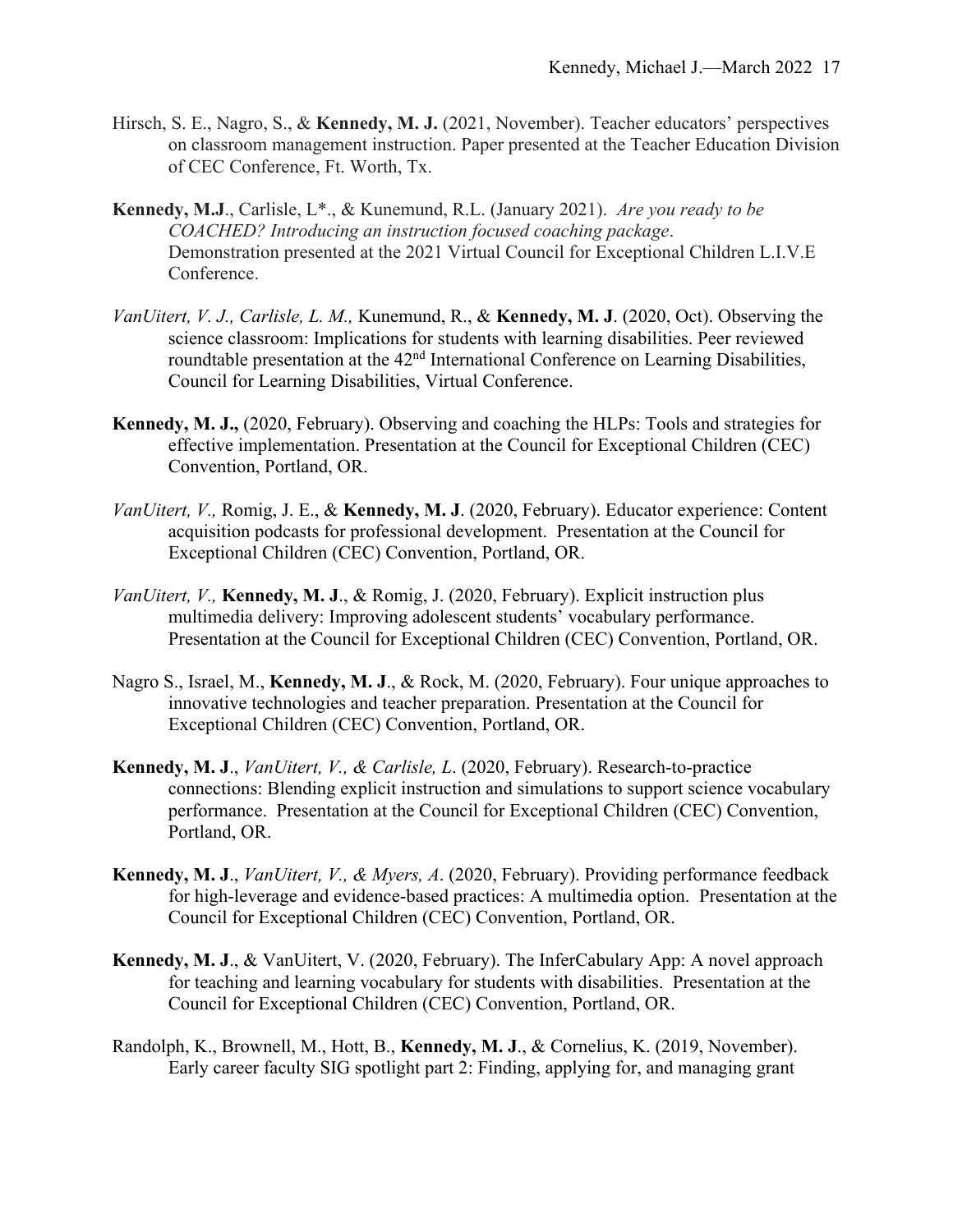Hirsch, S. E., Nagro, S., & **Kennedy, M. J.** (2021, November). Teacher educators' perspectives on classroom management instruction. Paper presented at the Teacher Education Division of CEC Conference, Ft. Worth, Tx.

**Kennedy, M.J**., Carlisle, L*., & Kunemund, R.L. (January 2021). *Are you ready to be COACHED? Introducing an instruction focused coaching package*. Demonstration presented at the 2021 Virtual Council for Exceptional Children L.I.V.E Conference.

*VanUitert, V. J., Carlisle, L. M.,* Kunemund, R., & **Kennedy, M. J**. (2020, Oct). Observing the science classroom: Implications for students with learning disabilities. Peer reviewed roundtable presentation at the 42nd International Conference on Learning Disabilities, Council for Learning Disabilities, Virtual Conference.

**Kennedy, M. J.,** (2020, February). Observing and coaching the HLPs: Tools and strategies for effective implementation. Presentation at the Council for Exceptional Children (CEC) Convention, Portland, OR.

*VanUitert, V.,* Romig, J. E., & **Kennedy, M. J**. (2020, February). Educator experience: Content acquisition podcasts for professional development. Presentation at the Council for Exceptional Children (CEC) Convention, Portland, OR.

*VanUitert, V.,* **Kennedy, M. J**., & Romig, J. (2020, February). Explicit instruction plus multimedia delivery: Improving adolescent students' vocabulary performance. Presentation at the Council for Exceptional Children (CEC) Convention, Portland, OR.

Nagro S., Israel, M., **Kennedy, M. J**., & Rock, M. (2020, February). Four unique approaches to innovative technologies and teacher preparation. Presentation at the Council for Exceptional Children (CEC) Convention, Portland, OR.

**Kennedy, M. J**., *VanUitert, V., & Carlisle, L*. (2020, February). Research-to-practice connections: Blending explicit instruction and simulations to support science vocabulary performance. Presentation at the Council for Exceptional Children (CEC) Convention, Portland, OR.

**Kennedy, M. J**., *VanUitert, V., & Myers, A*. (2020, February). Providing performance feedback for high-leverage and evidence-based practices: A multimedia option. Presentation at the Council for Exceptional Children (CEC) Convention, Portland, OR.

**Kennedy, M. J**., & VanUitert, V. (2020, February). The InferCabulary App: A novel approach for teaching and learning vocabulary for students with disabilities. Presentation at the Council for Exceptional Children (CEC) Convention, Portland, OR.

Randolph, K., Brownell, M., Hott, B., **Kennedy, M. J**., & Cornelius, K. (2019, November). Early career faculty SIG spotlight part 2: Finding, applying for, and managing grant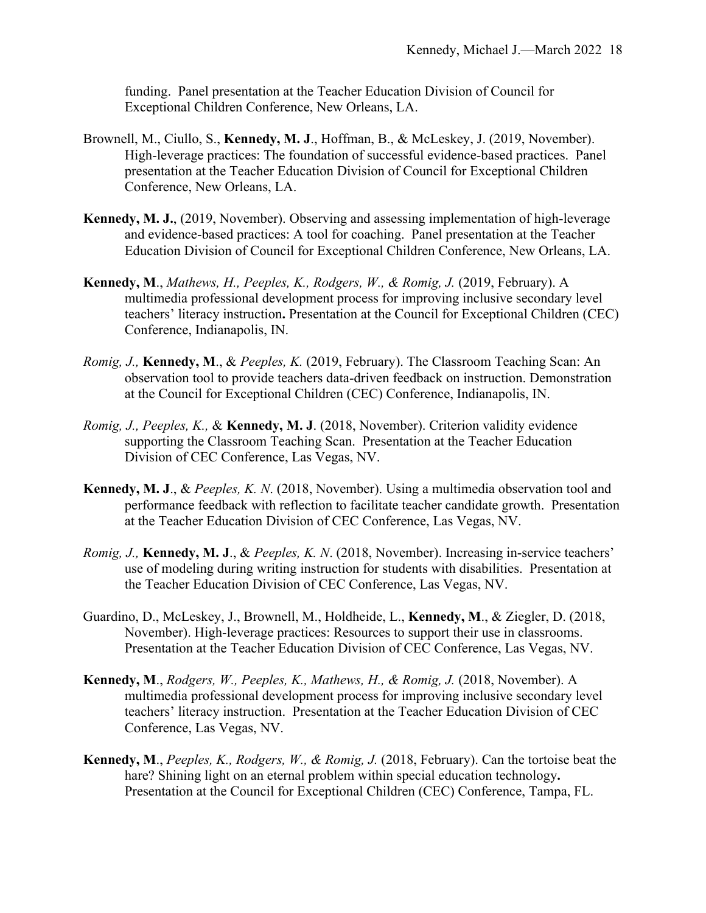funding. Panel presentation at the Teacher Education Division of Council for Exceptional Children Conference, New Orleans, LA.

Brownell, M., Ciullo, S., **Kennedy, M. J**., Hoffman, B., & McLeskey, J. (2019, November). High-leverage practices: The foundation of successful evidence-based practices. Panel presentation at the Teacher Education Division of Council for Exceptional Children Conference, New Orleans, LA.

**Kennedy, M. J.**, (2019, November). Observing and assessing implementation of high-leverage and evidence-based practices: A tool for coaching. Panel presentation at the Teacher Education Division of Council for Exceptional Children Conference, New Orleans, LA.

**Kennedy, M**., *Mathews, H., Peeples, K., Rodgers, W., & Romig, J.* (2019, February). A multimedia professional development process for improving inclusive secondary level teachers' literacy instruction**.** Presentation at the Council for Exceptional Children (CEC) Conference, Indianapolis, IN.

*Romig, J.,* **Kennedy, M**., & *Peeples, K.* (2019, February). The Classroom Teaching Scan: An observation tool to provide teachers data-driven feedback on instruction. Demonstration at the Council for Exceptional Children (CEC) Conference, Indianapolis, IN.

*Romig, J., Peeples, K.,* & **Kennedy, M. J**. (2018, November). Criterion validity evidence supporting the Classroom Teaching Scan. Presentation at the Teacher Education Division of CEC Conference, Las Vegas, NV.

**Kennedy, M. J**., & *Peeples, K. N*. (2018, November). Using a multimedia observation tool and performance feedback with reflection to facilitate teacher candidate growth. Presentation at the Teacher Education Division of CEC Conference, Las Vegas, NV.

*Romig, J.,* **Kennedy, M. J**., & *Peeples, K. N*. (2018, November). Increasing in-service teachers' use of modeling during writing instruction for students with disabilities. Presentation at the Teacher Education Division of CEC Conference, Las Vegas, NV.

Guardino, D., McLeskey, J., Brownell, M., Holdheide, L., **Kennedy, M**., & Ziegler, D. (2018, November). High-leverage practices: Resources to support their use in classrooms. Presentation at the Teacher Education Division of CEC Conference, Las Vegas, NV.

**Kennedy, M**., *Rodgers, W., Peeples, K., Mathews, H., & Romig, J.* (2018, November). A multimedia professional development process for improving inclusive secondary level teachers' literacy instruction. Presentation at the Teacher Education Division of CEC Conference, Las Vegas, NV.

**Kennedy, M**., *Peeples, K., Rodgers, W., & Romig, J.* (2018, February). Can the tortoise beat the hare? Shining light on an eternal problem within special education technology**.** Presentation at the Council for Exceptional Children (CEC) Conference, Tampa, FL.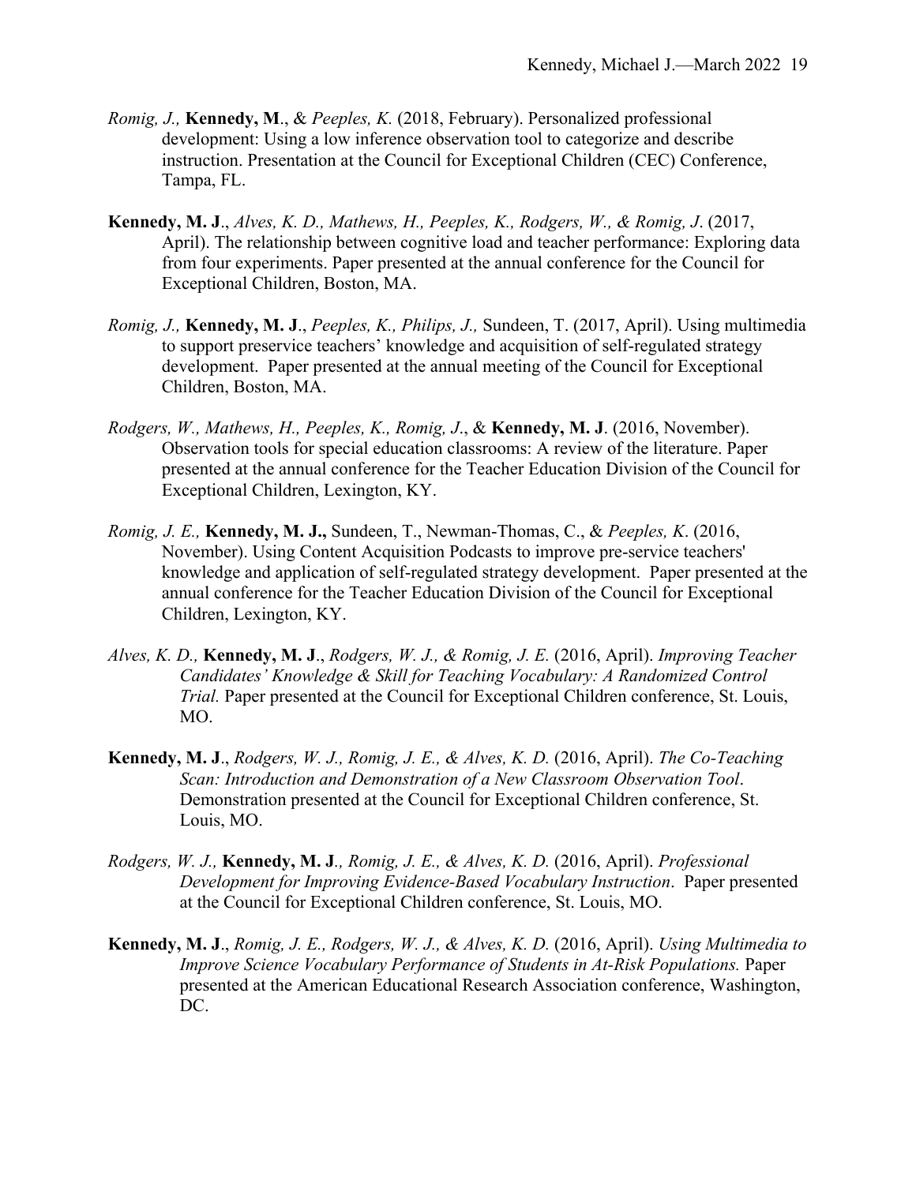*Romig, J.,* **Kennedy, M**., & *Peeples, K.* (2018, February). Personalized professional development: Using a low inference observation tool to categorize and describe instruction. Presentation at the Council for Exceptional Children (CEC) Conference, Tampa, FL.

**Kennedy, M. J**., *Alves, K. D., Mathews, H., Peeples, K., Rodgers, W., & Romig, J*. (2017, April). The relationship between cognitive load and teacher performance: Exploring data from four experiments. Paper presented at the annual conference for the Council for Exceptional Children, Boston, MA.

*Romig, J.,* **Kennedy, M. J**., *Peeples, K., Philips, J.,* Sundeen, T. (2017, April). Using multimedia to support preservice teachers' knowledge and acquisition of self-regulated strategy development. Paper presented at the annual meeting of the Council for Exceptional Children, Boston, MA.

*Rodgers, W., Mathews, H., Peeples, K., Romig, J*., & **Kennedy, M. J**. (2016, November). Observation tools for special education classrooms: A review of the literature. Paper presented at the annual conference for the Teacher Education Division of the Council for Exceptional Children, Lexington, KY.

*Romig, J. E.,* **Kennedy, M. J.,** Sundeen, T., Newman-Thomas, C., & *Peeples, K*. (2016, November). Using Content Acquisition Podcasts to improve pre-service teachers' knowledge and application of self-regulated strategy development. Paper presented at the annual conference for the Teacher Education Division of the Council for Exceptional Children, Lexington, KY.

*Alves, K. D.,* **Kennedy, M. J**., *Rodgers, W. J., & Romig, J. E.* (2016, April). *Improving Teacher Candidates' Knowledge & Skill for Teaching Vocabulary: A Randomized Control Trial.* Paper presented at the Council for Exceptional Children conference, St. Louis, MO.

**Kennedy, M. J**., *Rodgers, W. J., Romig, J. E., & Alves, K. D.* (2016, April). *The Co-Teaching Scan: Introduction and Demonstration of a New Classroom Observation Tool*. Demonstration presented at the Council for Exceptional Children conference, St. Louis, MO.

*Rodgers, W. J.,* **Kennedy, M. J***., Romig, J. E., & Alves, K. D.* (2016, April). *Professional Development for Improving Evidence-Based Vocabulary Instruction*. Paper presented at the Council for Exceptional Children conference, St. Louis, MO.

**Kennedy, M. J**., *Romig, J. E., Rodgers, W. J., & Alves, K. D.* (2016, April). *Using Multimedia to Improve Science Vocabulary Performance of Students in At-Risk Populations.* Paper presented at the American Educational Research Association conference, Washington, DC.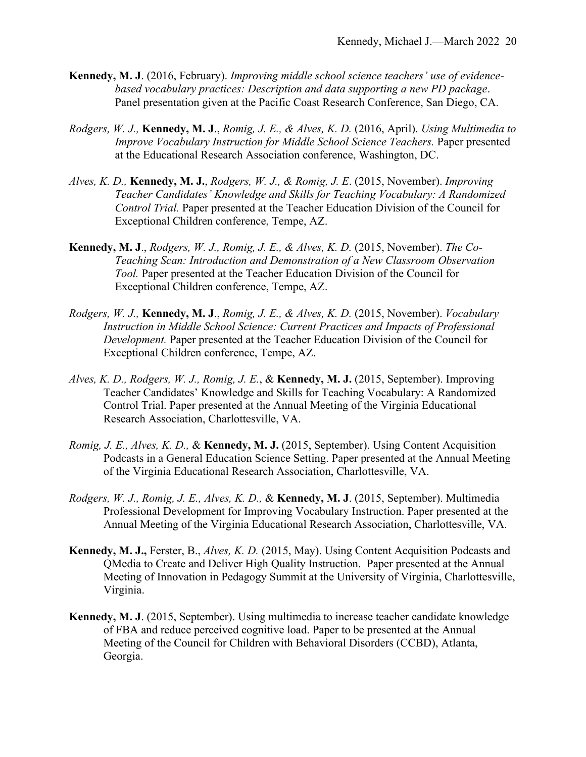**Kennedy, M. J**. (2016, February). *Improving middle school science teachers' use of evidence-based vocabulary practices: Description and data supporting a new PD package*. Panel presentation given at the Pacific Coast Research Conference, San Diego, CA.

*Rodgers, W. J.,* **Kennedy, M. J**., *Romig, J. E., & Alves, K. D.* (2016, April). *Using Multimedia to Improve Vocabulary Instruction for Middle School Science Teachers.* Paper presented at the Educational Research Association conference, Washington, DC.

*Alves, K. D.,* **Kennedy, M. J.**, *Rodgers, W. J., & Romig, J. E*. (2015, November). *Improving Teacher Candidates' Knowledge and Skills for Teaching Vocabulary: A Randomized Control Trial.* Paper presented at the Teacher Education Division of the Council for Exceptional Children conference, Tempe, AZ.

**Kennedy, M. J**., *Rodgers, W. J., Romig, J. E., & Alves, K. D.* (2015, November). *The Co-Teaching Scan: Introduction and Demonstration of a New Classroom Observation Tool.* Paper presented at the Teacher Education Division of the Council for Exceptional Children conference, Tempe, AZ.

*Rodgers, W. J.,* **Kennedy, M. J**., *Romig, J. E., & Alves, K. D.* (2015, November). *Vocabulary Instruction in Middle School Science: Current Practices and Impacts of Professional Development.* Paper presented at the Teacher Education Division of the Council for Exceptional Children conference, Tempe, AZ.

*Alves, K. D., Rodgers, W. J., Romig, J. E.*, & **Kennedy, M. J.** (2015, September). Improving Teacher Candidates' Knowledge and Skills for Teaching Vocabulary: A Randomized Control Trial. Paper presented at the Annual Meeting of the Virginia Educational Research Association, Charlottesville, VA.

*Romig, J. E., Alves, K. D.,* & **Kennedy, M. J.** (2015, September). Using Content Acquisition Podcasts in a General Education Science Setting. Paper presented at the Annual Meeting of the Virginia Educational Research Association, Charlottesville, VA.

*Rodgers, W. J., Romig, J. E., Alves, K. D.,* & **Kennedy, M. J**. (2015, September). Multimedia Professional Development for Improving Vocabulary Instruction. Paper presented at the Annual Meeting of the Virginia Educational Research Association, Charlottesville, VA.

**Kennedy, M. J.,** Ferster, B., *Alves, K. D.* (2015, May). Using Content Acquisition Podcasts and QMedia to Create and Deliver High Quality Instruction. Paper presented at the Annual Meeting of Innovation in Pedagogy Summit at the University of Virginia, Charlottesville, Virginia.

**Kennedy, M. J**. (2015, September). Using multimedia to increase teacher candidate knowledge of FBA and reduce perceived cognitive load. Paper to be presented at the Annual Meeting of the Council for Children with Behavioral Disorders (CCBD), Atlanta, Georgia.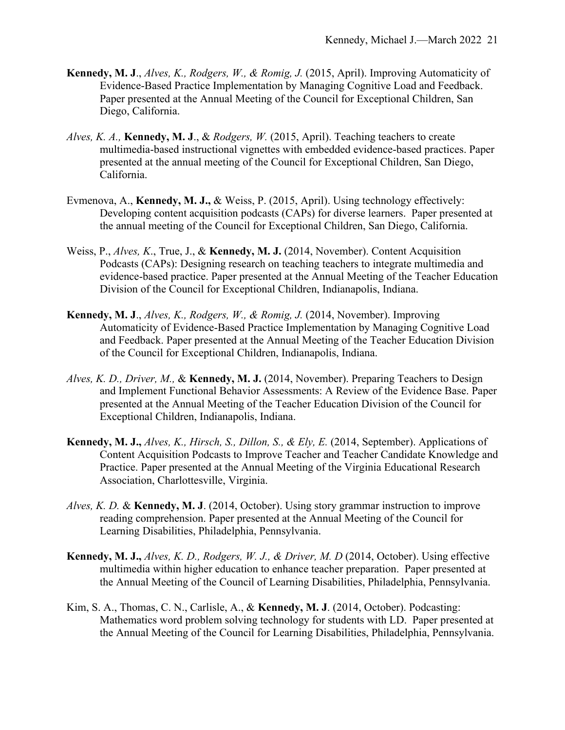**Kennedy, M. J**., *Alves, K., Rodgers, W., & Romig, J.* (2015, April). Improving Automaticity of Evidence-Based Practice Implementation by Managing Cognitive Load and Feedback. Paper presented at the Annual Meeting of the Council for Exceptional Children, San Diego, California.

*Alves, K. A.,* **Kennedy, M. J**., & *Rodgers, W.* (2015, April). Teaching teachers to create multimedia-based instructional vignettes with embedded evidence-based practices. Paper presented at the annual meeting of the Council for Exceptional Children, San Diego, California.

Evmenova, A., **Kennedy, M. J.,** & Weiss, P. (2015, April). Using technology effectively: Developing content acquisition podcasts (CAPs) for diverse learners. Paper presented at the annual meeting of the Council for Exceptional Children, San Diego, California.

Weiss, P., *Alves, K*., True, J., & **Kennedy, M. J.** (2014, November). Content Acquisition Podcasts (CAPs): Designing research on teaching teachers to integrate multimedia and evidence-based practice. Paper presented at the Annual Meeting of the Teacher Education Division of the Council for Exceptional Children, Indianapolis, Indiana.

**Kennedy, M. J**., *Alves, K., Rodgers, W., & Romig, J.* (2014, November). Improving Automaticity of Evidence-Based Practice Implementation by Managing Cognitive Load and Feedback. Paper presented at the Annual Meeting of the Teacher Education Division of the Council for Exceptional Children, Indianapolis, Indiana.

*Alves, K. D., Driver, M.,* & **Kennedy, M. J.** (2014, November). Preparing Teachers to Design and Implement Functional Behavior Assessments: A Review of the Evidence Base. Paper presented at the Annual Meeting of the Teacher Education Division of the Council for Exceptional Children, Indianapolis, Indiana.

**Kennedy, M. J.,** *Alves, K., Hirsch, S., Dillon, S., & Ely, E.* (2014, September). Applications of Content Acquisition Podcasts to Improve Teacher and Teacher Candidate Knowledge and Practice. Paper presented at the Annual Meeting of the Virginia Educational Research Association, Charlottesville, Virginia.

*Alves, K. D.* & **Kennedy, M. J**. (2014, October). Using story grammar instruction to improve reading comprehension. Paper presented at the Annual Meeting of the Council for Learning Disabilities, Philadelphia, Pennsylvania.

**Kennedy, M. J.,** *Alves, K. D., Rodgers, W. J., & Driver, M. D* (2014, October). Using effective multimedia within higher education to enhance teacher preparation. Paper presented at the Annual Meeting of the Council of Learning Disabilities, Philadelphia, Pennsylvania.

Kim, S. A., Thomas, C. N., Carlisle, A., & **Kennedy, M. J**. (2014, October). Podcasting: Mathematics word problem solving technology for students with LD. Paper presented at the Annual Meeting of the Council for Learning Disabilities, Philadelphia, Pennsylvania.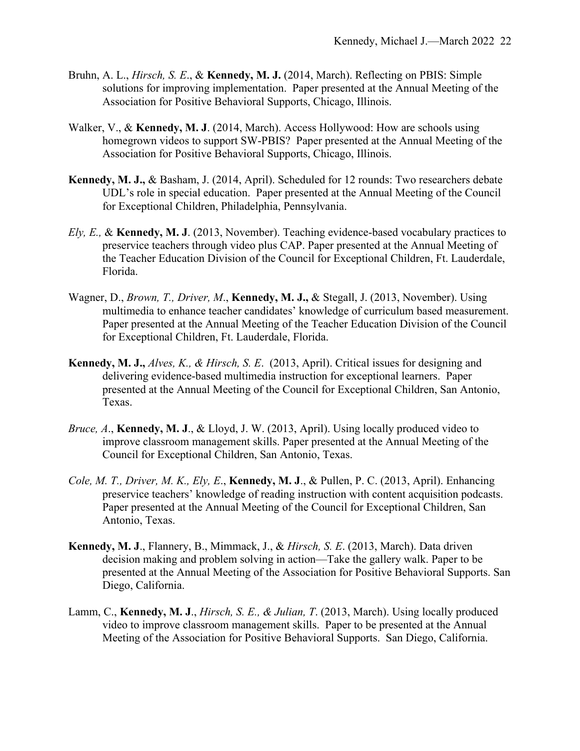Bruhn, A. L., *Hirsch, S. E*., & **Kennedy, M. J.** (2014, March). Reflecting on PBIS: Simple solutions for improving implementation. Paper presented at the Annual Meeting of the Association for Positive Behavioral Supports, Chicago, Illinois.

Walker, V., & **Kennedy, M. J**. (2014, March). Access Hollywood: How are schools using homegrown videos to support SW-PBIS? Paper presented at the Annual Meeting of the Association for Positive Behavioral Supports, Chicago, Illinois.

**Kennedy, M. J.,** & Basham, J. (2014, April). Scheduled for 12 rounds: Two researchers debate UDL's role in special education. Paper presented at the Annual Meeting of the Council for Exceptional Children, Philadelphia, Pennsylvania.

*Ely, E.,* & **Kennedy, M. J**. (2013, November). Teaching evidence-based vocabulary practices to preservice teachers through video plus CAP. Paper presented at the Annual Meeting of the Teacher Education Division of the Council for Exceptional Children, Ft. Lauderdale, Florida.

Wagner, D., *Brown, T., Driver, M*., **Kennedy, M. J.,** & Stegall, J. (2013, November). Using multimedia to enhance teacher candidates' knowledge of curriculum based measurement. Paper presented at the Annual Meeting of the Teacher Education Division of the Council for Exceptional Children, Ft. Lauderdale, Florida.

**Kennedy, M. J.,** *Alves, K., & Hirsch, S. E*. (2013, April). Critical issues for designing and delivering evidence-based multimedia instruction for exceptional learners. Paper presented at the Annual Meeting of the Council for Exceptional Children, San Antonio, Texas.

*Bruce, A*., **Kennedy, M. J**., & Lloyd, J. W. (2013, April). Using locally produced video to improve classroom management skills. Paper presented at the Annual Meeting of the Council for Exceptional Children, San Antonio, Texas.

*Cole, M. T., Driver, M. K., Ely, E*., **Kennedy, M. J**., & Pullen, P. C. (2013, April). Enhancing preservice teachers' knowledge of reading instruction with content acquisition podcasts. Paper presented at the Annual Meeting of the Council for Exceptional Children, San Antonio, Texas.

**Kennedy, M. J**., Flannery, B., Mimmack, J., & *Hirsch, S. E*. (2013, March). Data driven decision making and problem solving in action—Take the gallery walk. Paper to be presented at the Annual Meeting of the Association for Positive Behavioral Supports. San Diego, California.

Lamm, C., **Kennedy, M. J**., *Hirsch, S. E., & Julian, T*. (2013, March). Using locally produced video to improve classroom management skills. Paper to be presented at the Annual Meeting of the Association for Positive Behavioral Supports. San Diego, California.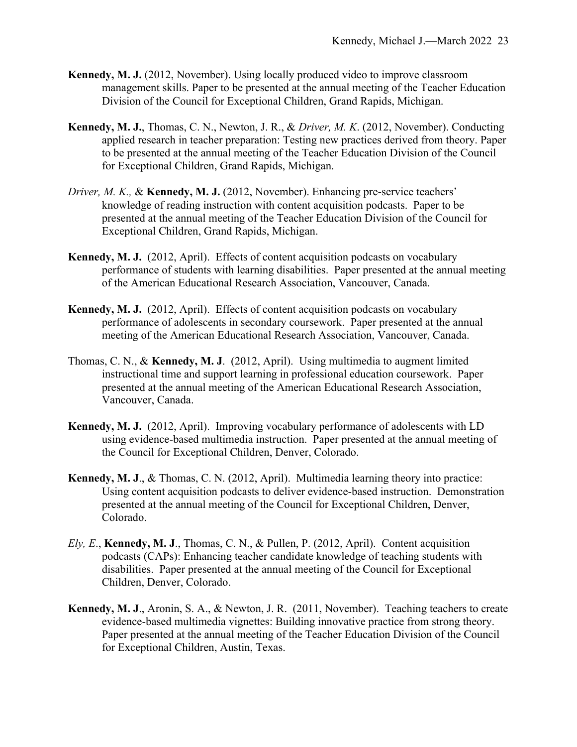**Kennedy, M. J.** (2012, November). Using locally produced video to improve classroom management skills. Paper to be presented at the annual meeting of the Teacher Education Division of the Council for Exceptional Children, Grand Rapids, Michigan.

**Kennedy, M. J.**, Thomas, C. N., Newton, J. R., & *Driver, M. K*. (2012, November). Conducting applied research in teacher preparation: Testing new practices derived from theory. Paper to be presented at the annual meeting of the Teacher Education Division of the Council for Exceptional Children, Grand Rapids, Michigan.

*Driver, M. K.,* & **Kennedy, M. J.** (2012, November). Enhancing pre-service teachers' knowledge of reading instruction with content acquisition podcasts. Paper to be presented at the annual meeting of the Teacher Education Division of the Council for Exceptional Children, Grand Rapids, Michigan.

**Kennedy, M. J.** (2012, April). Effects of content acquisition podcasts on vocabulary performance of students with learning disabilities. Paper presented at the annual meeting of the American Educational Research Association, Vancouver, Canada.

**Kennedy, M. J.** (2012, April). Effects of content acquisition podcasts on vocabulary performance of adolescents in secondary coursework. Paper presented at the annual meeting of the American Educational Research Association, Vancouver, Canada.

Thomas, C. N., & **Kennedy, M. J**. (2012, April). Using multimedia to augment limited instructional time and support learning in professional education coursework. Paper presented at the annual meeting of the American Educational Research Association, Vancouver, Canada.

**Kennedy, M. J.** (2012, April). Improving vocabulary performance of adolescents with LD using evidence-based multimedia instruction. Paper presented at the annual meeting of the Council for Exceptional Children, Denver, Colorado.

**Kennedy, M. J**., & Thomas, C. N. (2012, April). Multimedia learning theory into practice: Using content acquisition podcasts to deliver evidence-based instruction. Demonstration presented at the annual meeting of the Council for Exceptional Children, Denver, Colorado.

*Ely, E*., **Kennedy, M. J**., Thomas, C. N., & Pullen, P. (2012, April). Content acquisition podcasts (CAPs): Enhancing teacher candidate knowledge of teaching students with disabilities. Paper presented at the annual meeting of the Council for Exceptional Children, Denver, Colorado.

**Kennedy, M. J**., Aronin, S. A., & Newton, J. R. (2011, November). Teaching teachers to create evidence-based multimedia vignettes: Building innovative practice from strong theory. Paper presented at the annual meeting of the Teacher Education Division of the Council for Exceptional Children, Austin, Texas.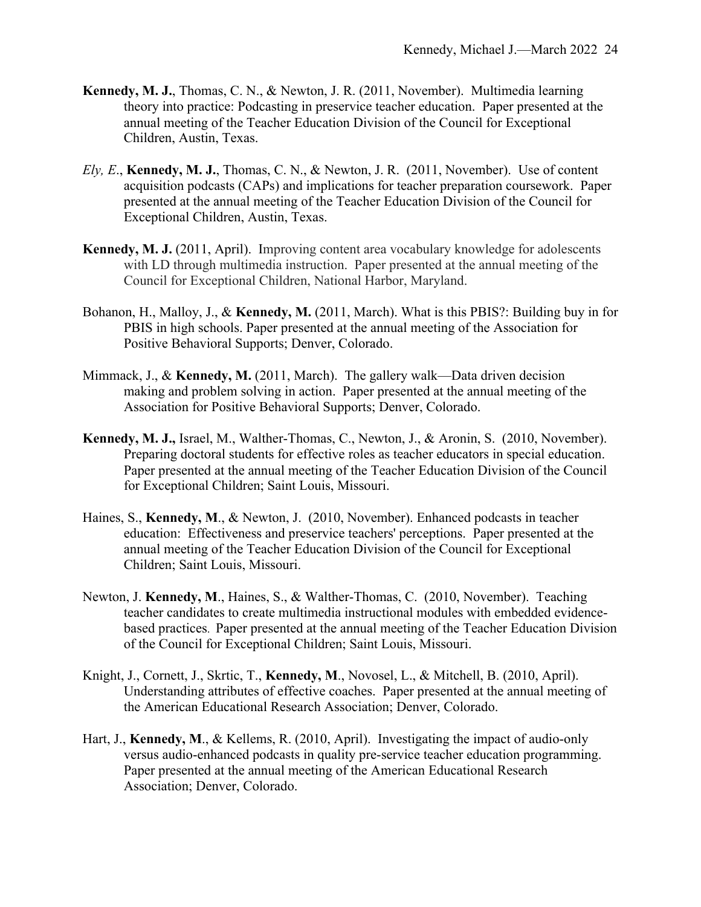**Kennedy, M. J.**, Thomas, C. N., & Newton, J. R. (2011, November). Multimedia learning theory into practice: Podcasting in preservice teacher education. Paper presented at the annual meeting of the Teacher Education Division of the Council for Exceptional Children, Austin, Texas.

*Ely, E*., **Kennedy, M. J.**, Thomas, C. N., & Newton, J. R. (2011, November). Use of content acquisition podcasts (CAPs) and implications for teacher preparation coursework. Paper presented at the annual meeting of the Teacher Education Division of the Council for Exceptional Children, Austin, Texas.

**Kennedy, M. J.** (2011, April). Improving content area vocabulary knowledge for adolescents with LD through multimedia instruction. Paper presented at the annual meeting of the Council for Exceptional Children, National Harbor, Maryland.

Bohanon, H., Malloy, J., & **Kennedy, M.** (2011, March). What is this PBIS?: Building buy in for PBIS in high schools. Paper presented at the annual meeting of the Association for Positive Behavioral Supports; Denver, Colorado.

Mimmack, J., & **Kennedy, M.** (2011, March). The gallery walk—Data driven decision making and problem solving in action. Paper presented at the annual meeting of the Association for Positive Behavioral Supports; Denver, Colorado.

**Kennedy, M. J.,** Israel, M., Walther-Thomas, C., Newton, J., & Aronin, S. (2010, November). Preparing doctoral students for effective roles as teacher educators in special education. Paper presented at the annual meeting of the Teacher Education Division of the Council for Exceptional Children; Saint Louis, Missouri.

Haines, S., **Kennedy, M**., & Newton, J. (2010, November). Enhanced podcasts in teacher education: Effectiveness and preservice teachers' perceptions. Paper presented at the annual meeting of the Teacher Education Division of the Council for Exceptional Children; Saint Louis, Missouri.

Newton, J. **Kennedy, M**., Haines, S., & Walther-Thomas, C. (2010, November). Teaching teacher candidates to create multimedia instructional modules with embedded evidence-based practices. Paper presented at the annual meeting of the Teacher Education Division of the Council for Exceptional Children; Saint Louis, Missouri.

Knight, J., Cornett, J., Skrtic, T., **Kennedy, M**., Novosel, L., & Mitchell, B. (2010, April). Understanding attributes of effective coaches. Paper presented at the annual meeting of the American Educational Research Association; Denver, Colorado.

Hart, J., **Kennedy, M**., & Kellems, R. (2010, April). Investigating the impact of audio-only versus audio-enhanced podcasts in quality pre-service teacher education programming. Paper presented at the annual meeting of the American Educational Research Association; Denver, Colorado.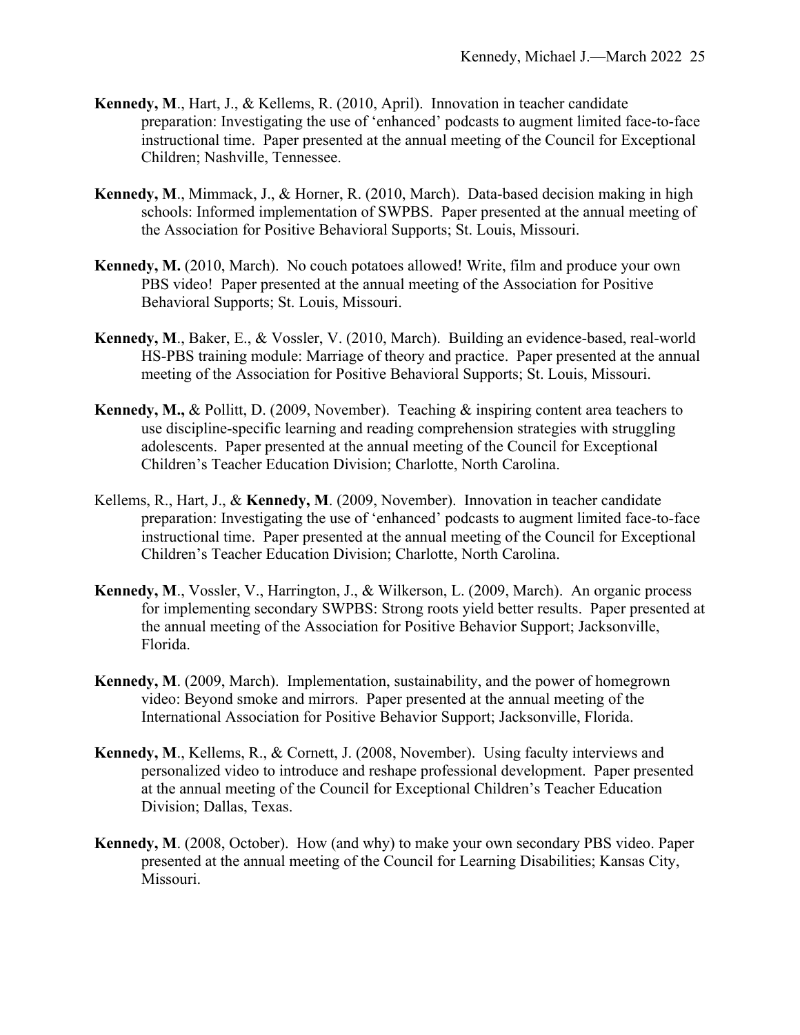**Kennedy, M**., Hart, J., & Kellems, R. (2010, April). Innovation in teacher candidate preparation: Investigating the use of 'enhanced' podcasts to augment limited face-to-face instructional time. Paper presented at the annual meeting of the Council for Exceptional Children; Nashville, Tennessee.

**Kennedy, M**., Mimmack, J., & Horner, R. (2010, March). Data-based decision making in high schools: Informed implementation of SWPBS. Paper presented at the annual meeting of the Association for Positive Behavioral Supports; St. Louis, Missouri.

**Kennedy, M.** (2010, March). No couch potatoes allowed! Write, film and produce your own PBS video! Paper presented at the annual meeting of the Association for Positive Behavioral Supports; St. Louis, Missouri.

**Kennedy, M**., Baker, E., & Vossler, V. (2010, March). Building an evidence-based, real-world HS-PBS training module: Marriage of theory and practice. Paper presented at the annual meeting of the Association for Positive Behavioral Supports; St. Louis, Missouri.

**Kennedy, M.,** & Pollitt, D. (2009, November). Teaching & inspiring content area teachers to use discipline-specific learning and reading comprehension strategies with struggling adolescents. Paper presented at the annual meeting of the Council for Exceptional Children's Teacher Education Division; Charlotte, North Carolina.

Kellems, R., Hart, J., & **Kennedy, M**. (2009, November). Innovation in teacher candidate preparation: Investigating the use of 'enhanced' podcasts to augment limited face-to-face instructional time. Paper presented at the annual meeting of the Council for Exceptional Children's Teacher Education Division; Charlotte, North Carolina.

**Kennedy, M**., Vossler, V., Harrington, J., & Wilkerson, L. (2009, March). An organic process for implementing secondary SWPBS: Strong roots yield better results. Paper presented at the annual meeting of the Association for Positive Behavior Support; Jacksonville, Florida.

**Kennedy, M**. (2009, March). Implementation, sustainability, and the power of homegrown video: Beyond smoke and mirrors. Paper presented at the annual meeting of the International Association for Positive Behavior Support; Jacksonville, Florida.

**Kennedy, M**., Kellems, R., & Cornett, J. (2008, November). Using faculty interviews and personalized video to introduce and reshape professional development. Paper presented at the annual meeting of the Council for Exceptional Children's Teacher Education Division; Dallas, Texas.

**Kennedy, M**. (2008, October). How (and why) to make your own secondary PBS video. Paper presented at the annual meeting of the Council for Learning Disabilities; Kansas City, Missouri.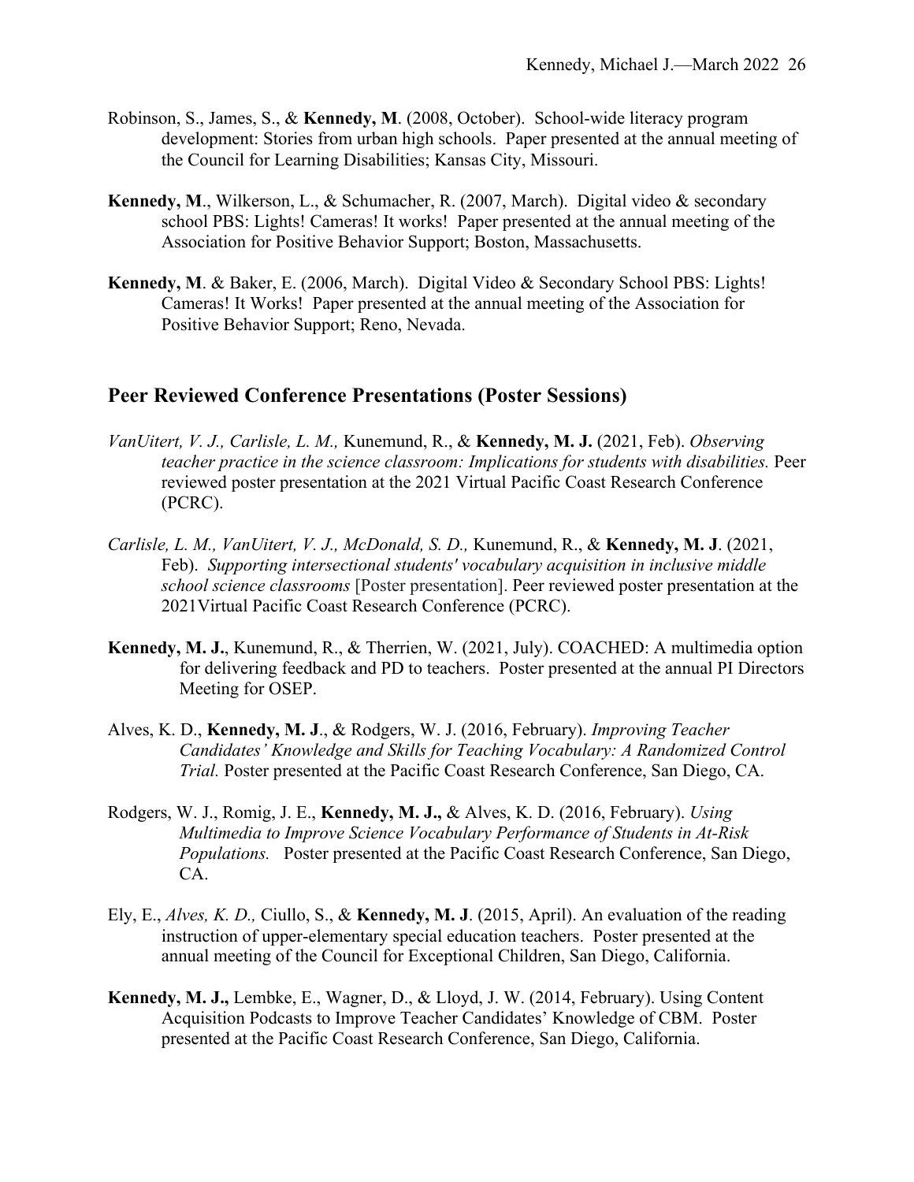Robinson, S., James, S., & **Kennedy, M**. (2008, October). School-wide literacy program development: Stories from urban high schools. Paper presented at the annual meeting of the Council for Learning Disabilities; Kansas City, Missouri.

**Kennedy, M**., Wilkerson, L., & Schumacher, R. (2007, March). Digital video & secondary school PBS: Lights! Cameras! It works! Paper presented at the annual meeting of the Association for Positive Behavior Support; Boston, Massachusetts.

**Kennedy, M**. & Baker, E. (2006, March). Digital Video & Secondary School PBS: Lights! Cameras! It Works! Paper presented at the annual meeting of the Association for Positive Behavior Support; Reno, Nevada.

## Peer Reviewed Conference Presentations (Poster Sessions)

*VanUitert, V. J., Carlisle, L. M.,* Kunemund, R., & **Kennedy, M. J.** (2021, Feb). *Observing teacher practice in the science classroom: Implications for students with disabilities.* Peer reviewed poster presentation at the 2021 Virtual Pacific Coast Research Conference (PCRC).

*Carlisle, L. M., VanUitert, V. J., McDonald, S. D.,* Kunemund, R., & **Kennedy, M. J**. (2021, Feb). *Supporting intersectional students' vocabulary acquisition in inclusive middle school science classrooms* [Poster presentation]. Peer reviewed poster presentation at the 2021Virtual Pacific Coast Research Conference (PCRC).

**Kennedy, M. J.**, Kunemund, R., & Therrien, W. (2021, July). COACHED: A multimedia option for delivering feedback and PD to teachers. Poster presented at the annual PI Directors Meeting for OSEP.

Alves, K. D., **Kennedy, M. J**., & Rodgers, W. J. (2016, February). *Improving Teacher Candidates' Knowledge and Skills for Teaching Vocabulary: A Randomized Control Trial.* Poster presented at the Pacific Coast Research Conference, San Diego, CA.

Rodgers, W. J., Romig, J. E., **Kennedy, M. J.,** & Alves, K. D. (2016, February). *Using Multimedia to Improve Science Vocabulary Performance of Students in At-Risk Populations.* Poster presented at the Pacific Coast Research Conference, San Diego, CA.

Ely, E., *Alves, K. D.,* Ciullo, S., & **Kennedy, M. J**. (2015, April). An evaluation of the reading instruction of upper-elementary special education teachers. Poster presented at the annual meeting of the Council for Exceptional Children, San Diego, California.

**Kennedy, M. J.,** Lembke, E., Wagner, D., & Lloyd, J. W. (2014, February). Using Content Acquisition Podcasts to Improve Teacher Candidates' Knowledge of CBM. Poster presented at the Pacific Coast Research Conference, San Diego, California.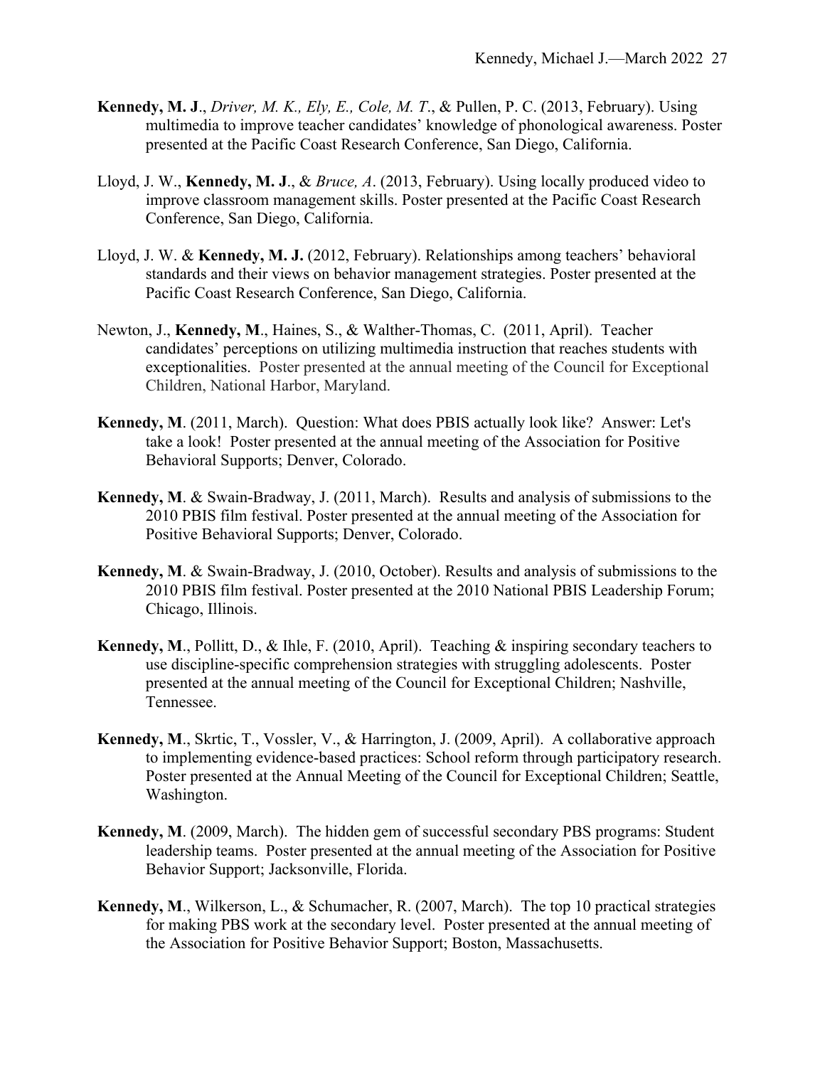**Kennedy, M. J**., *Driver, M. K., Ely, E., Cole, M. T*., & Pullen, P. C. (2013, February). Using multimedia to improve teacher candidates' knowledge of phonological awareness. Poster presented at the Pacific Coast Research Conference, San Diego, California.

Lloyd, J. W., **Kennedy, M. J**., & *Bruce, A*. (2013, February). Using locally produced video to improve classroom management skills. Poster presented at the Pacific Coast Research Conference, San Diego, California.

Lloyd, J. W. & **Kennedy, M. J.** (2012, February). Relationships among teachers' behavioral standards and their views on behavior management strategies. Poster presented at the Pacific Coast Research Conference, San Diego, California.

Newton, J., **Kennedy, M**., Haines, S., & Walther-Thomas, C. (2011, April). Teacher candidates' perceptions on utilizing multimedia instruction that reaches students with exceptionalities. Poster presented at the annual meeting of the Council for Exceptional Children, National Harbor, Maryland.

**Kennedy, M**. (2011, March). Question: What does PBIS actually look like? Answer: Let's take a look! Poster presented at the annual meeting of the Association for Positive Behavioral Supports; Denver, Colorado.

**Kennedy, M**. & Swain-Bradway, J. (2011, March). Results and analysis of submissions to the 2010 PBIS film festival. Poster presented at the annual meeting of the Association for Positive Behavioral Supports; Denver, Colorado.

**Kennedy, M**. & Swain-Bradway, J. (2010, October). Results and analysis of submissions to the 2010 PBIS film festival. Poster presented at the 2010 National PBIS Leadership Forum; Chicago, Illinois.

**Kennedy, M**., Pollitt, D., & Ihle, F. (2010, April). Teaching & inspiring secondary teachers to use discipline-specific comprehension strategies with struggling adolescents. Poster presented at the annual meeting of the Council for Exceptional Children; Nashville, Tennessee.

**Kennedy, M**., Skrtic, T., Vossler, V., & Harrington, J. (2009, April). A collaborative approach to implementing evidence-based practices: School reform through participatory research. Poster presented at the Annual Meeting of the Council for Exceptional Children; Seattle, Washington.

**Kennedy, M**. (2009, March). The hidden gem of successful secondary PBS programs: Student leadership teams. Poster presented at the annual meeting of the Association for Positive Behavior Support; Jacksonville, Florida.

**Kennedy, M**., Wilkerson, L., & Schumacher, R. (2007, March). The top 10 practical strategies for making PBS work at the secondary level. Poster presented at the annual meeting of the Association for Positive Behavior Support; Boston, Massachusetts.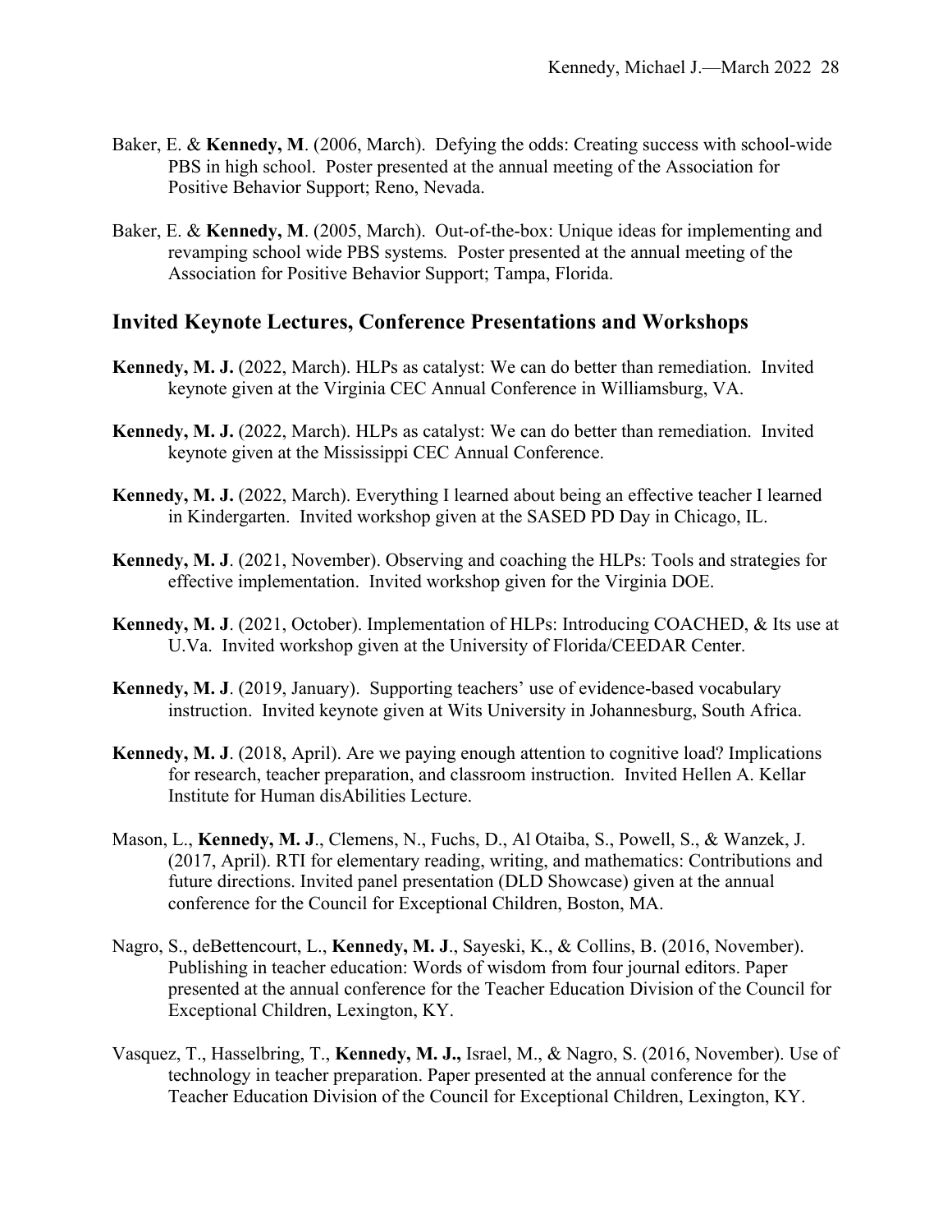Baker, E. & **Kennedy, M**. (2006, March). Defying the odds: Creating success with school-wide PBS in high school. Poster presented at the annual meeting of the Association for Positive Behavior Support; Reno, Nevada.

Baker, E. & **Kennedy, M**. (2005, March). Out-of-the-box: Unique ideas for implementing and revamping school wide PBS systems*.* Poster presented at the annual meeting of the Association for Positive Behavior Support; Tampa, Florida.

## Invited Keynote Lectures, Conference Presentations and Workshops

**Kennedy, M. J.** (2022, March). HLPs as catalyst: We can do better than remediation. Invited keynote given at the Virginia CEC Annual Conference in Williamsburg, VA.

**Kennedy, M. J.** (2022, March). HLPs as catalyst: We can do better than remediation. Invited keynote given at the Mississippi CEC Annual Conference.

**Kennedy, M. J.** (2022, March). Everything I learned about being an effective teacher I learned in Kindergarten. Invited workshop given at the SASED PD Day in Chicago, IL.

**Kennedy, M. J**. (2021, November). Observing and coaching the HLPs: Tools and strategies for effective implementation. Invited workshop given for the Virginia DOE.

**Kennedy, M. J**. (2021, October). Implementation of HLPs: Introducing COACHED, & Its use at U.Va. Invited workshop given at the University of Florida/CEEDAR Center.

**Kennedy, M. J**. (2019, January). Supporting teachers' use of evidence-based vocabulary instruction. Invited keynote given at Wits University in Johannesburg, South Africa.

**Kennedy, M. J**. (2018, April). Are we paying enough attention to cognitive load? Implications for research, teacher preparation, and classroom instruction. Invited Hellen A. Kellar Institute for Human disAbilities Lecture.

Mason, L., **Kennedy, M. J**., Clemens, N., Fuchs, D., Al Otaiba, S., Powell, S., & Wanzek, J. (2017, April). RTI for elementary reading, writing, and mathematics: Contributions and future directions. Invited panel presentation (DLD Showcase) given at the annual conference for the Council for Exceptional Children, Boston, MA.

Nagro, S., deBettencourt, L., **Kennedy, M. J**., Sayeski, K., & Collins, B. (2016, November). Publishing in teacher education: Words of wisdom from four journal editors. Paper presented at the annual conference for the Teacher Education Division of the Council for Exceptional Children, Lexington, KY.

Vasquez, T., Hasselbring, T., **Kennedy, M. J.,** Israel, M., & Nagro, S. (2016, November). Use of technology in teacher preparation. Paper presented at the annual conference for the Teacher Education Division of the Council for Exceptional Children, Lexington, KY.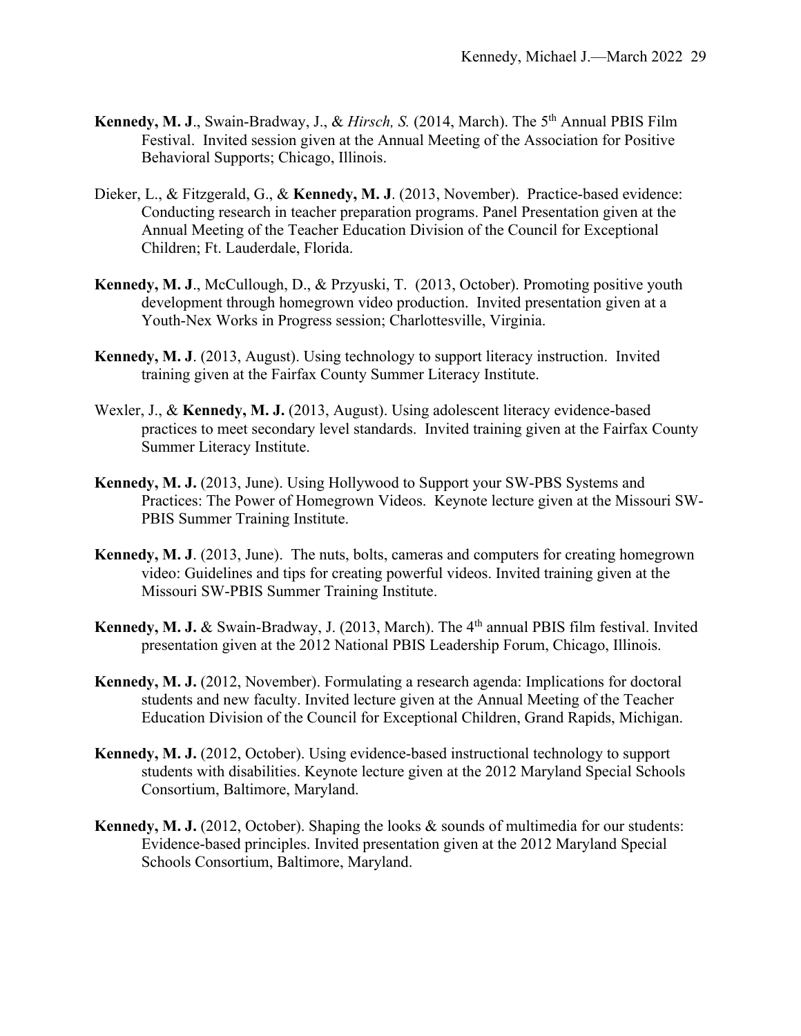**Kennedy, M. J**., Swain-Bradway, J., & *Hirsch, S.* (2014, March). The 5th Annual PBIS Film Festival. Invited session given at the Annual Meeting of the Association for Positive Behavioral Supports; Chicago, Illinois.

Dieker, L., & Fitzgerald, G., & **Kennedy, M. J**. (2013, November). Practice-based evidence: Conducting research in teacher preparation programs. Panel Presentation given at the Annual Meeting of the Teacher Education Division of the Council for Exceptional Children; Ft. Lauderdale, Florida.

**Kennedy, M. J**., McCullough, D., & Przyuski, T. (2013, October). Promoting positive youth development through homegrown video production. Invited presentation given at a Youth-Nex Works in Progress session; Charlottesville, Virginia.

**Kennedy, M. J**. (2013, August). Using technology to support literacy instruction. Invited training given at the Fairfax County Summer Literacy Institute.

Wexler, J., & **Kennedy, M. J.** (2013, August). Using adolescent literacy evidence-based practices to meet secondary level standards. Invited training given at the Fairfax County Summer Literacy Institute.

**Kennedy, M. J.** (2013, June). Using Hollywood to Support your SW-PBS Systems and Practices: The Power of Homegrown Videos. Keynote lecture given at the Missouri SW-PBIS Summer Training Institute.

**Kennedy, M. J**. (2013, June). The nuts, bolts, cameras and computers for creating homegrown video: Guidelines and tips for creating powerful videos. Invited training given at the Missouri SW-PBIS Summer Training Institute.

**Kennedy, M. J.** & Swain-Bradway, J. (2013, March). The 4th annual PBIS film festival. Invited presentation given at the 2012 National PBIS Leadership Forum, Chicago, Illinois.

**Kennedy, M. J.** (2012, November). Formulating a research agenda: Implications for doctoral students and new faculty. Invited lecture given at the Annual Meeting of the Teacher Education Division of the Council for Exceptional Children, Grand Rapids, Michigan.

**Kennedy, M. J.** (2012, October). Using evidence-based instructional technology to support students with disabilities. Keynote lecture given at the 2012 Maryland Special Schools Consortium, Baltimore, Maryland.

**Kennedy, M. J.** (2012, October). Shaping the looks & sounds of multimedia for our students: Evidence-based principles. Invited presentation given at the 2012 Maryland Special Schools Consortium, Baltimore, Maryland.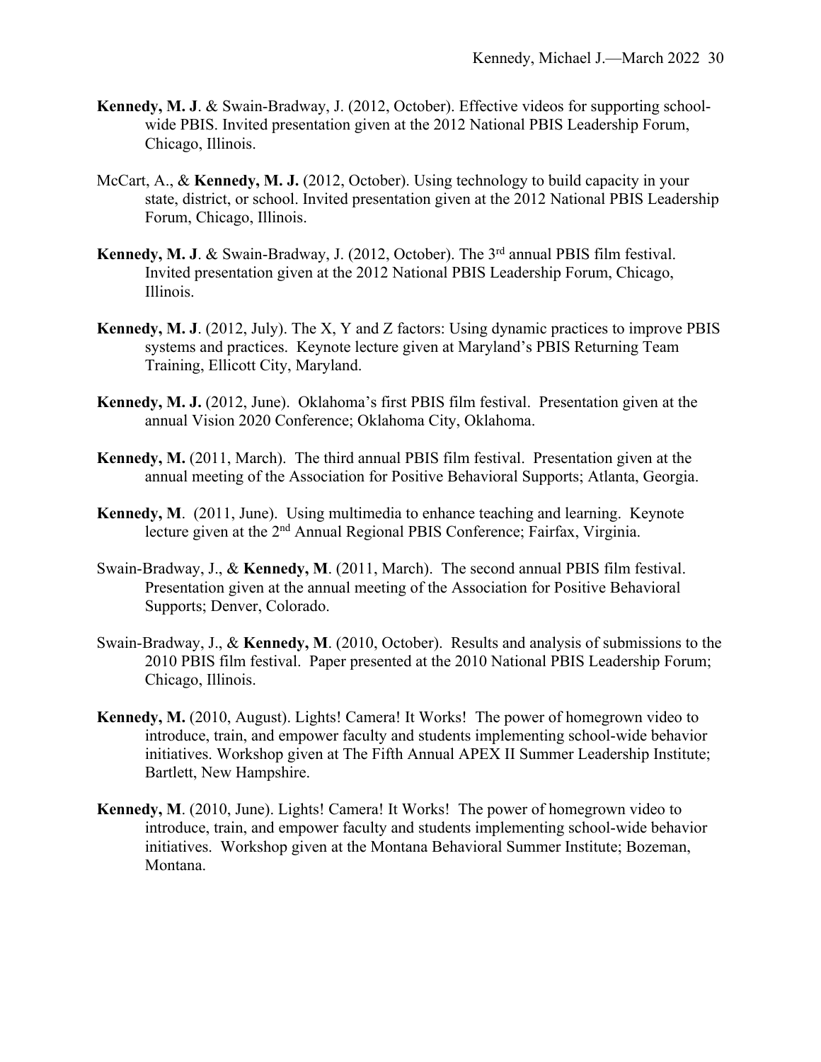**Kennedy, M. J**. & Swain-Bradway, J. (2012, October). Effective videos for supporting school-wide PBIS. Invited presentation given at the 2012 National PBIS Leadership Forum, Chicago, Illinois.

McCart, A., & **Kennedy, M. J.** (2012, October). Using technology to build capacity in your state, district, or school. Invited presentation given at the 2012 National PBIS Leadership Forum, Chicago, Illinois.

**Kennedy, M. J**. & Swain-Bradway, J. (2012, October). The 3rd annual PBIS film festival. Invited presentation given at the 2012 National PBIS Leadership Forum, Chicago, Illinois.

**Kennedy, M. J**. (2012, July). The X, Y and Z factors: Using dynamic practices to improve PBIS systems and practices. Keynote lecture given at Maryland's PBIS Returning Team Training, Ellicott City, Maryland.

**Kennedy, M. J.** (2012, June). Oklahoma's first PBIS film festival. Presentation given at the annual Vision 2020 Conference; Oklahoma City, Oklahoma.

**Kennedy, M.** (2011, March). The third annual PBIS film festival. Presentation given at the annual meeting of the Association for Positive Behavioral Supports; Atlanta, Georgia.

**Kennedy, M**. (2011, June). Using multimedia to enhance teaching and learning. Keynote lecture given at the 2nd Annual Regional PBIS Conference; Fairfax, Virginia.

Swain-Bradway, J., & **Kennedy, M**. (2011, March). The second annual PBIS film festival. Presentation given at the annual meeting of the Association for Positive Behavioral Supports; Denver, Colorado.

Swain-Bradway, J., & **Kennedy, M**. (2010, October). Results and analysis of submissions to the 2010 PBIS film festival. Paper presented at the 2010 National PBIS Leadership Forum; Chicago, Illinois.

**Kennedy, M.** (2010, August). Lights! Camera! It Works! The power of homegrown video to introduce, train, and empower faculty and students implementing school-wide behavior initiatives. Workshop given at The Fifth Annual APEX II Summer Leadership Institute; Bartlett, New Hampshire.

**Kennedy, M**. (2010, June). Lights! Camera! It Works! The power of homegrown video to introduce, train, and empower faculty and students implementing school-wide behavior initiatives. Workshop given at the Montana Behavioral Summer Institute; Bozeman, Montana.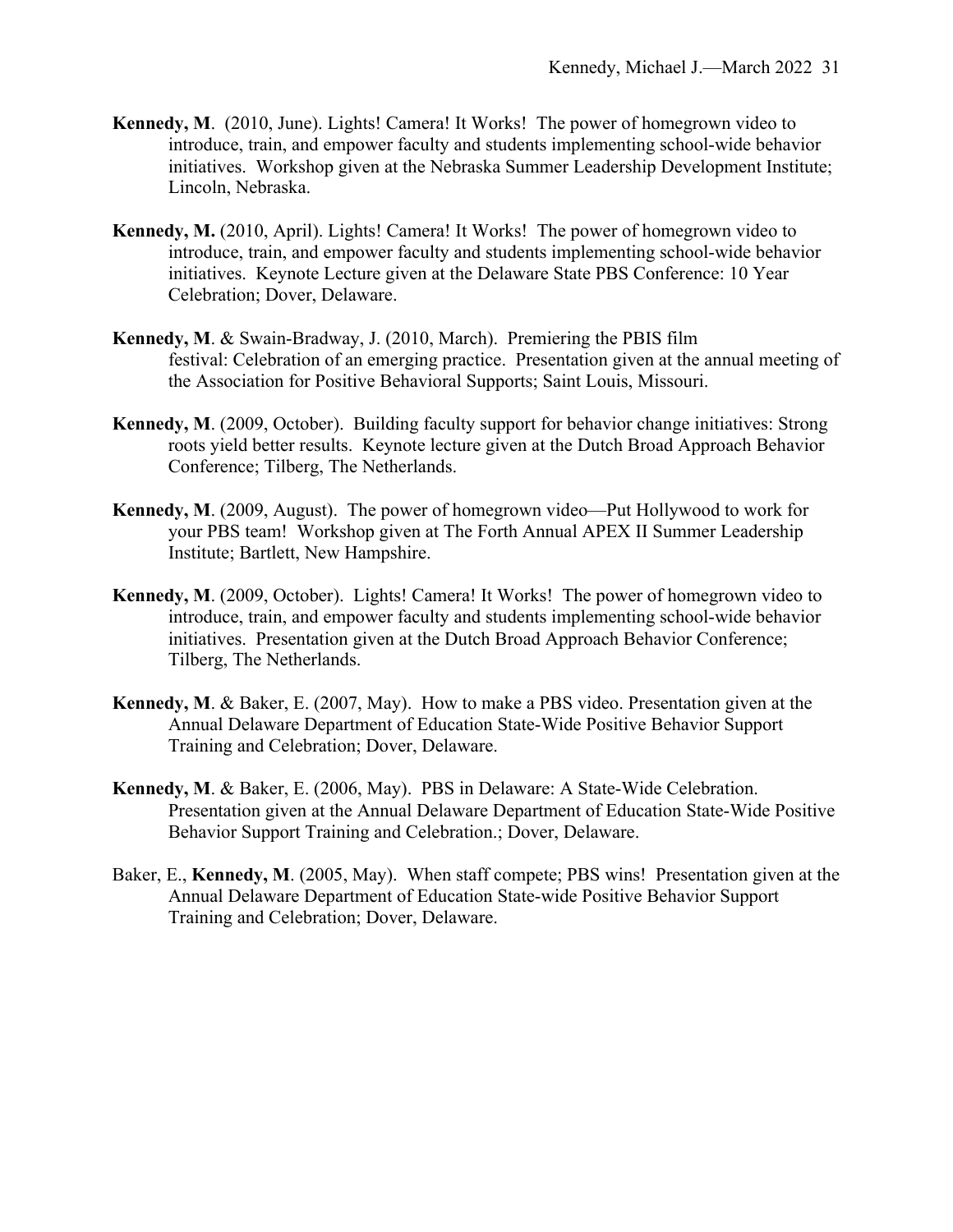**Kennedy, M**. (2010, June). Lights! Camera! It Works! The power of homegrown video to introduce, train, and empower faculty and students implementing school-wide behavior initiatives. Workshop given at the Nebraska Summer Leadership Development Institute; Lincoln, Nebraska.

**Kennedy, M.** (2010, April). Lights! Camera! It Works! The power of homegrown video to introduce, train, and empower faculty and students implementing school-wide behavior initiatives. Keynote Lecture given at the Delaware State PBS Conference: 10 Year Celebration; Dover, Delaware.

**Kennedy, M**. & Swain-Bradway, J. (2010, March). Premiering the PBIS film festival: Celebration of an emerging practice. Presentation given at the annual meeting of the Association for Positive Behavioral Supports; Saint Louis, Missouri.

**Kennedy, M**. (2009, October). Building faculty support for behavior change initiatives: Strong roots yield better results. Keynote lecture given at the Dutch Broad Approach Behavior Conference; Tilberg, The Netherlands.

**Kennedy, M**. (2009, August). The power of homegrown video—Put Hollywood to work for your PBS team! Workshop given at The Forth Annual APEX II Summer Leadership Institute; Bartlett, New Hampshire.

**Kennedy, M**. (2009, October). Lights! Camera! It Works! The power of homegrown video to introduce, train, and empower faculty and students implementing school-wide behavior initiatives. Presentation given at the Dutch Broad Approach Behavior Conference; Tilberg, The Netherlands.

**Kennedy, M**. & Baker, E. (2007, May). How to make a PBS video. Presentation given at the Annual Delaware Department of Education State-Wide Positive Behavior Support Training and Celebration; Dover, Delaware.

**Kennedy, M**. & Baker, E. (2006, May). PBS in Delaware: A State-Wide Celebration. Presentation given at the Annual Delaware Department of Education State-Wide Positive Behavior Support Training and Celebration.; Dover, Delaware.

Baker, E., **Kennedy, M**. (2005, May). When staff compete; PBS wins! Presentation given at the Annual Delaware Department of Education State-wide Positive Behavior Support Training and Celebration; Dover, Delaware.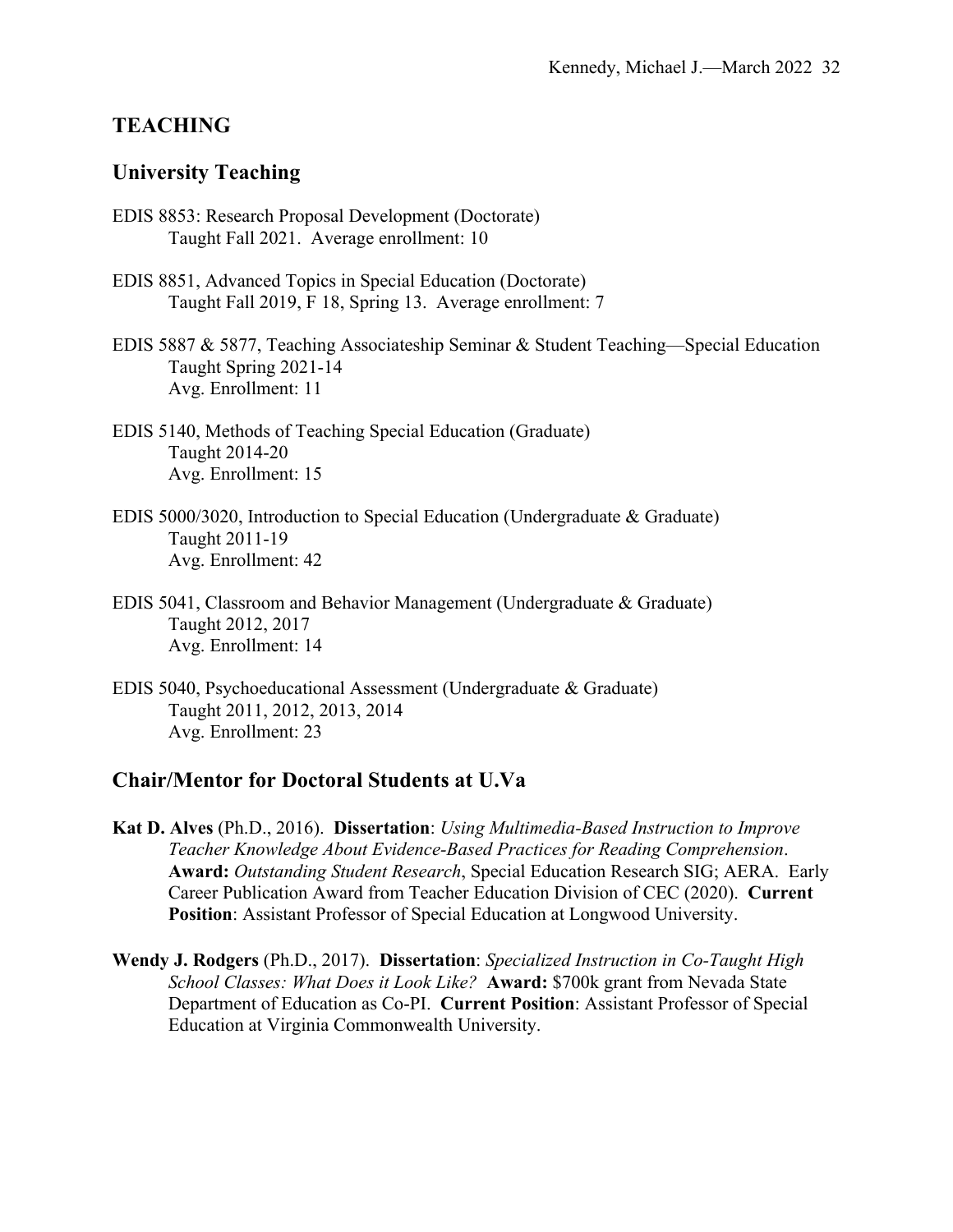## TEACHING

### University Teaching

EDIS 8853: Research Proposal Development (Doctorate)
Taught Fall 2021. Average enrollment: 10

EDIS 8851, Advanced Topics in Special Education (Doctorate)
Taught Fall 2019, F 18, Spring 13. Average enrollment: 7

EDIS 5887 & 5877, Teaching Associateship Seminar & Student Teaching—Special Education
Taught Spring 2021-14
Avg. Enrollment: 11

EDIS 5140, Methods of Teaching Special Education (Graduate)
Taught 2014-20
Avg. Enrollment: 15

EDIS 5000/3020, Introduction to Special Education (Undergraduate & Graduate)
Taught 2011-19
Avg. Enrollment: 42

EDIS 5041, Classroom and Behavior Management (Undergraduate & Graduate)
Taught 2012, 2017
Avg. Enrollment: 14

EDIS 5040, Psychoeducational Assessment (Undergraduate & Graduate)
Taught 2011, 2012, 2013, 2014
Avg. Enrollment: 23

### Chair/Mentor for Doctoral Students at U.Va

**Kat D. Alves** (Ph.D., 2016). **Dissertation**: *Using Multimedia-Based Instruction to Improve Teacher Knowledge About Evidence-Based Practices for Reading Comprehension*. **Award:** *Outstanding Student Research*, Special Education Research SIG; AERA. Early Career Publication Award from Teacher Education Division of CEC (2020). **Current Position**: Assistant Professor of Special Education at Longwood University.

**Wendy J. Rodgers** (Ph.D., 2017). **Dissertation**: *Specialized Instruction in Co-Taught High School Classes: What Does it Look Like?* **Award:** $700k grant from Nevada State Department of Education as Co-PI. **Current Position**: Assistant Professor of Special Education at Virginia Commonwealth University.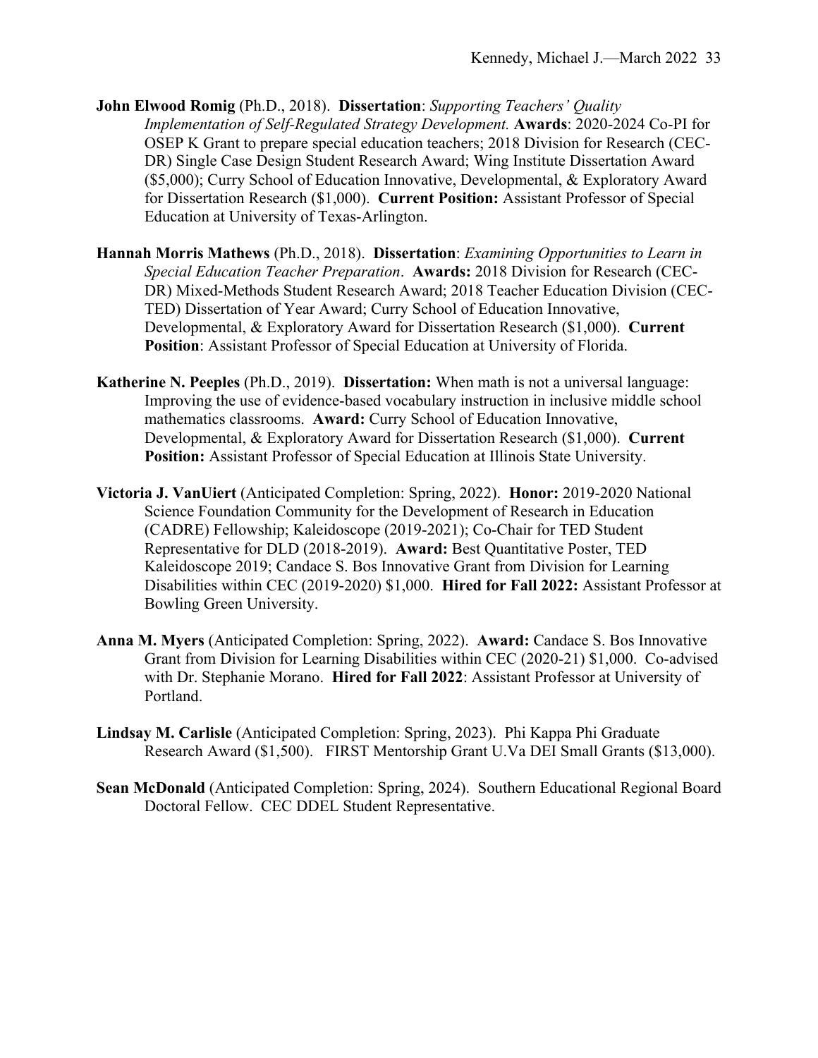**John Elwood Romig** (Ph.D., 2018). **Dissertation**: *Supporting Teachers' Quality Implementation of Self-Regulated Strategy Development.* **Awards**: 2020-2024 Co-PI for OSEP K Grant to prepare special education teachers; 2018 Division for Research (CEC-DR) Single Case Design Student Research Award; Wing Institute Dissertation Award ($5,000); Curry School of Education Innovative, Developmental, & Exploratory Award for Dissertation Research ($1,000). **Current Position:** Assistant Professor of Special Education at University of Texas-Arlington.

**Hannah Morris Mathews** (Ph.D., 2018). **Dissertation**: *Examining Opportunities to Learn in Special Education Teacher Preparation*. **Awards:** 2018 Division for Research (CEC-DR) Mixed-Methods Student Research Award; 2018 Teacher Education Division (CEC-TED) Dissertation of Year Award; Curry School of Education Innovative, Developmental, & Exploratory Award for Dissertation Research ($1,000). **Current Position**: Assistant Professor of Special Education at University of Florida.

**Katherine N. Peeples** (Ph.D., 2019). **Dissertation:** When math is not a universal language: Improving the use of evidence-based vocabulary instruction in inclusive middle school mathematics classrooms. **Award:** Curry School of Education Innovative, Developmental, & Exploratory Award for Dissertation Research ($1,000). **Current Position:** Assistant Professor of Special Education at Illinois State University.

**Victoria J. VanUiert** (Anticipated Completion: Spring, 2022). **Honor:** 2019-2020 National Science Foundation Community for the Development of Research in Education (CADRE) Fellowship; Kaleidoscope (2019-2021); Co-Chair for TED Student Representative for DLD (2018-2019). **Award:** Best Quantitative Poster, TED Kaleidoscope 2019; Candace S. Bos Innovative Grant from Division for Learning Disabilities within CEC (2019-2020) $1,000. **Hired for Fall 2022:** Assistant Professor at Bowling Green University.

**Anna M. Myers** (Anticipated Completion: Spring, 2022). **Award:** Candace S. Bos Innovative Grant from Division for Learning Disabilities within CEC (2020-21) $1,000. Co-advised with Dr. Stephanie Morano. **Hired for Fall 2022**: Assistant Professor at University of Portland.

**Lindsay M. Carlisle** (Anticipated Completion: Spring, 2023). Phi Kappa Phi Graduate Research Award ($1,500). FIRST Mentorship Grant U.Va DEI Small Grants ($13,000).

**Sean McDonald** (Anticipated Completion: Spring, 2024). Southern Educational Regional Board Doctoral Fellow. CEC DDEL Student Representative.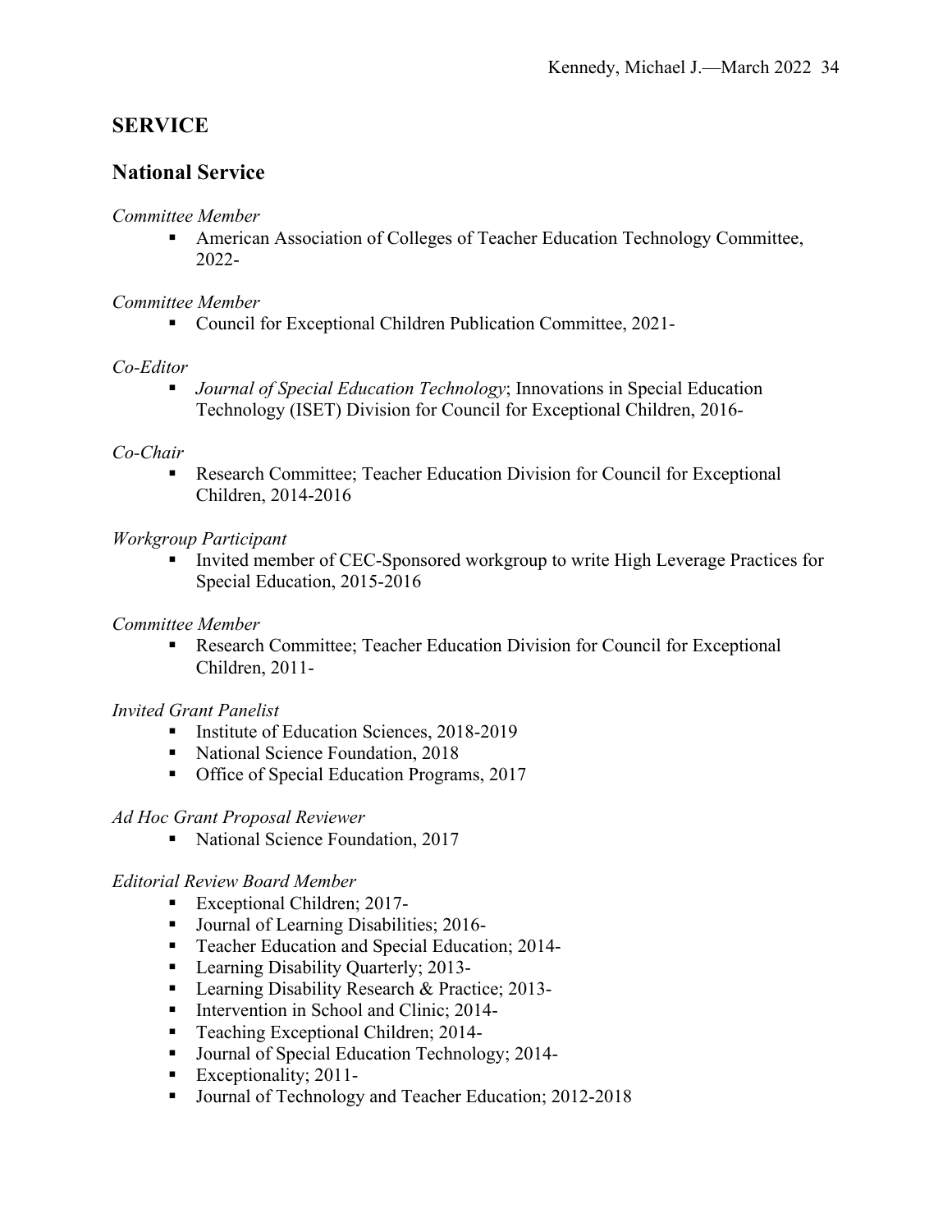## SERVICE

## National Service

*Committee Member*

- American Association of Colleges of Teacher Education Technology Committee, 2022-

*Committee Member*

- Council for Exceptional Children Publication Committee, 2021-

*Co-Editor*

- *Journal of Special Education Technology*; Innovations in Special Education Technology (ISET) Division for Council for Exceptional Children, 2016-

*Co-Chair*

- Research Committee; Teacher Education Division for Council for Exceptional Children, 2014-2016

*Workgroup Participant*

- Invited member of CEC-Sponsored workgroup to write High Leverage Practices for Special Education, 2015-2016

*Committee Member*

- Research Committee; Teacher Education Division for Council for Exceptional Children, 2011-

*Invited Grant Panelist*

- Institute of Education Sciences, 2018-2019
- National Science Foundation, 2018
- Office of Special Education Programs, 2017

*Ad Hoc Grant Proposal Reviewer*

- National Science Foundation, 2017

*Editorial Review Board Member*

- Exceptional Children; 2017-
- Journal of Learning Disabilities; 2016-
- Teacher Education and Special Education; 2014-
- Learning Disability Quarterly; 2013-
- Learning Disability Research & Practice; 2013-
- Intervention in School and Clinic; 2014-
- Teaching Exceptional Children; 2014-
- Journal of Special Education Technology; 2014-
- Exceptionality; 2011-
- Journal of Technology and Teacher Education; 2012-2018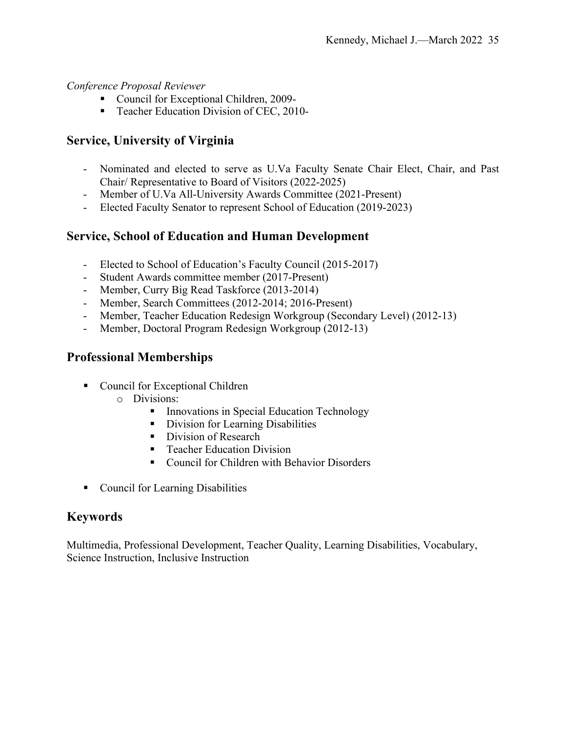*Conference Proposal Reviewer*

- Council for Exceptional Children, 2009-
- Teacher Education Division of CEC, 2010-

## Service, University of Virginia

- Nominated and elected to serve as U.Va Faculty Senate Chair Elect, Chair, and Past Chair/ Representative to Board of Visitors (2022-2025)
- Member of U.Va All-University Awards Committee (2021-Present)
- Elected Faculty Senator to represent School of Education (2019-2023)

## Service, School of Education and Human Development

- Elected to School of Education's Faculty Council (2015-2017)
- Student Awards committee member (2017-Present)
- Member, Curry Big Read Taskforce (2013-2014)
- Member, Search Committees (2012-2014; 2016-Present)
- Member, Teacher Education Redesign Workgroup (Secondary Level) (2012-13)
- Member, Doctoral Program Redesign Workgroup (2012-13)

## Professional Memberships

- Council for Exceptional Children
  - Divisions:
    - Innovations in Special Education Technology
    - Division for Learning Disabilities
    - Division of Research
    - Teacher Education Division
    - Council for Children with Behavior Disorders
- Council for Learning Disabilities

## Keywords

Multimedia, Professional Development, Teacher Quality, Learning Disabilities, Vocabulary, Science Instruction, Inclusive Instruction